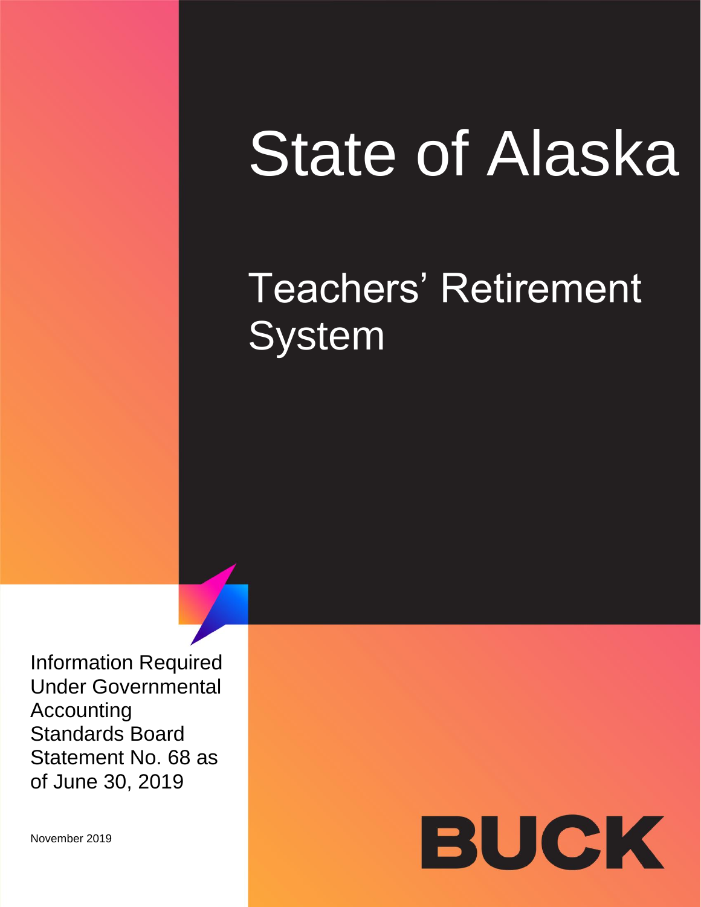# State of Alaska

## Teachers' Retirement System

Information Required Under Governmental Accounting Standards Board Statement No. 68 as of June 30, 2019

November 2019

BUCK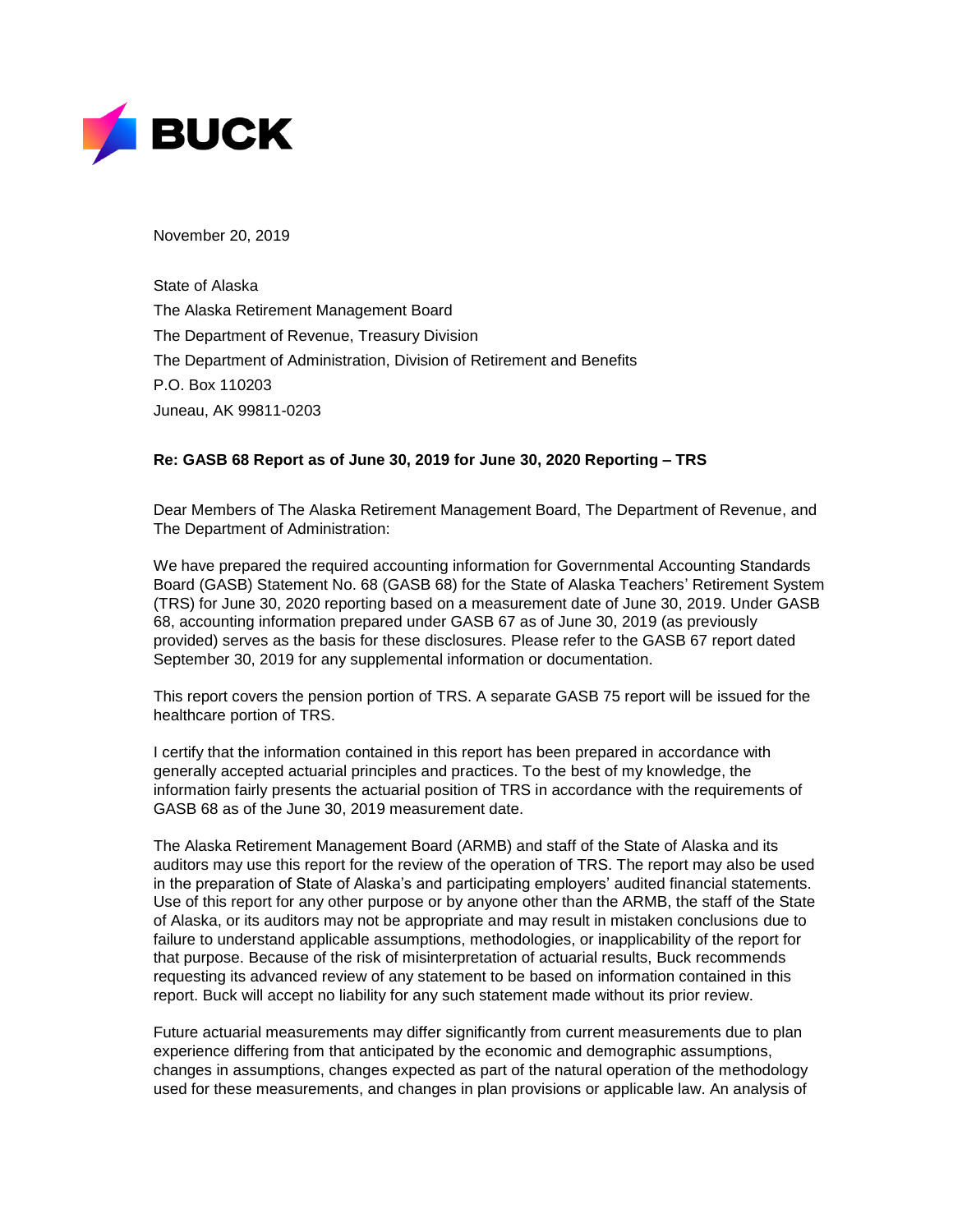November 20, 2019

State of Alaska
The Alaska Retirement Management Board
The Department of Revenue, Treasury Division
The Department of Administration, Division of Retirement and Benefits
P.O. Box 110203
Juneau, AK 99811-0203

**Re: GASB 68 Report as of June 30, 2019 for June 30, 2020 Reporting – TRS**

Dear Members of The Alaska Retirement Management Board, The Department of Revenue, and The Department of Administration:

We have prepared the required accounting information for Governmental Accounting Standards Board (GASB) Statement No. 68 (GASB 68) for the State of Alaska Teachers' Retirement System (TRS) for June 30, 2020 reporting based on a measurement date of June 30, 2019. Under GASB 68, accounting information prepared under GASB 67 as of June 30, 2019 (as previously provided) serves as the basis for these disclosures. Please refer to the GASB 67 report dated September 30, 2019 for any supplemental information or documentation.

This report covers the pension portion of TRS. A separate GASB 75 report will be issued for the healthcare portion of TRS.

I certify that the information contained in this report has been prepared in accordance with generally accepted actuarial principles and practices. To the best of my knowledge, the information fairly presents the actuarial position of TRS in accordance with the requirements of GASB 68 as of the June 30, 2019 measurement date.

The Alaska Retirement Management Board (ARMB) and staff of the State of Alaska and its auditors may use this report for the review of the operation of TRS. The report may also be used in the preparation of State of Alaska's and participating employers' audited financial statements. Use of this report for any other purpose or by anyone other than the ARMB, the staff of the State of Alaska, or its auditors may not be appropriate and may result in mistaken conclusions due to failure to understand applicable assumptions, methodologies, or inapplicability of the report for that purpose. Because of the risk of misinterpretation of actuarial results, Buck recommends requesting its advanced review of any statement to be based on information contained in this report. Buck will accept no liability for any such statement made without its prior review.

Future actuarial measurements may differ significantly from current measurements due to plan experience differing from that anticipated by the economic and demographic assumptions, changes in assumptions, changes expected as part of the natural operation of the methodology used for these measurements, and changes in plan provisions or applicable law. An analysis of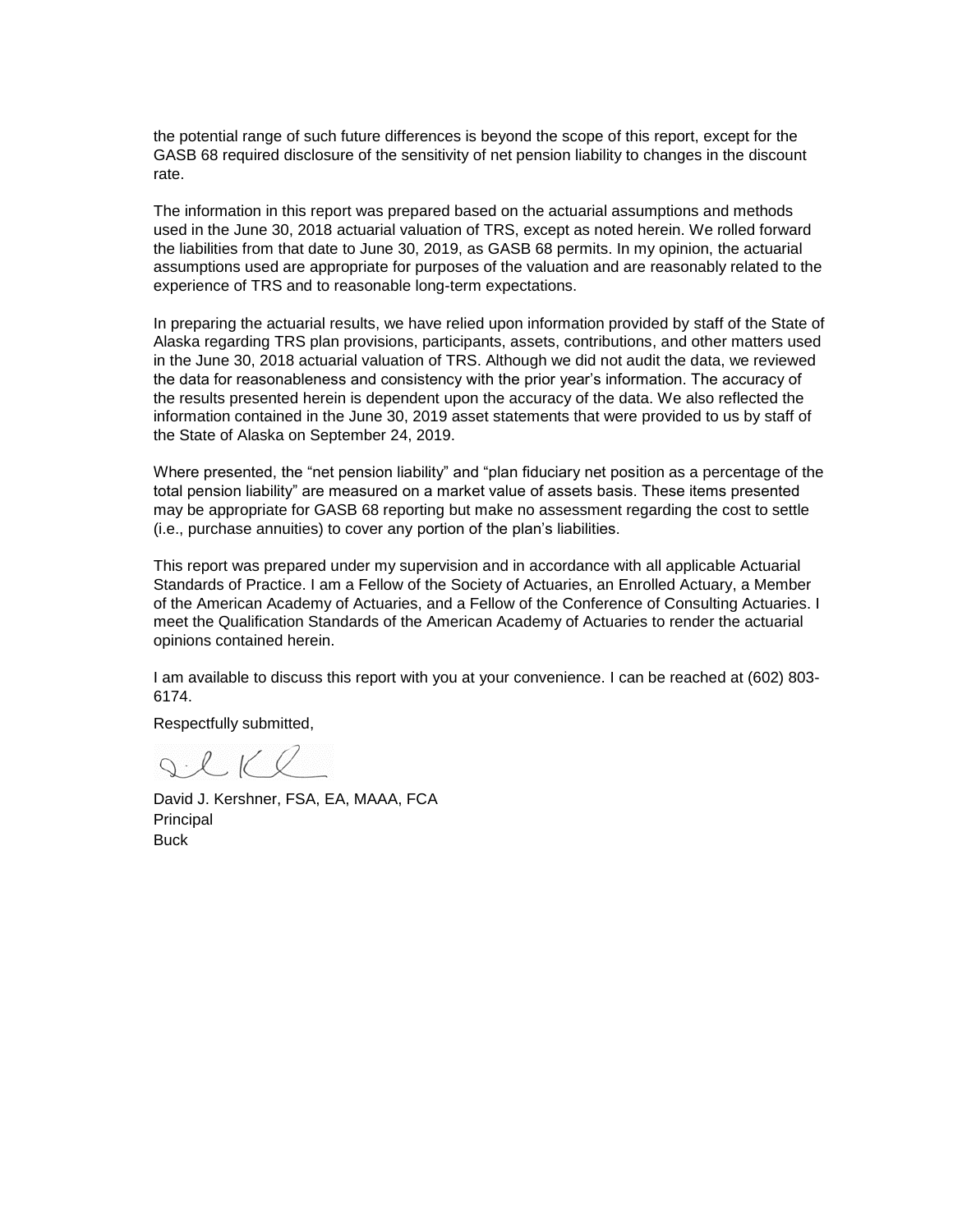the potential range of such future differences is beyond the scope of this report, except for the GASB 68 required disclosure of the sensitivity of net pension liability to changes in the discount rate.

The information in this report was prepared based on the actuarial assumptions and methods used in the June 30, 2018 actuarial valuation of TRS, except as noted herein. We rolled forward the liabilities from that date to June 30, 2019, as GASB 68 permits. In my opinion, the actuarial assumptions used are appropriate for purposes of the valuation and are reasonably related to the experience of TRS and to reasonable long-term expectations.

In preparing the actuarial results, we have relied upon information provided by staff of the State of Alaska regarding TRS plan provisions, participants, assets, contributions, and other matters used in the June 30, 2018 actuarial valuation of TRS. Although we did not audit the data, we reviewed the data for reasonableness and consistency with the prior year's information. The accuracy of the results presented herein is dependent upon the accuracy of the data. We also reflected the information contained in the June 30, 2019 asset statements that were provided to us by staff of the State of Alaska on September 24, 2019.

Where presented, the "net pension liability" and "plan fiduciary net position as a percentage of the total pension liability" are measured on a market value of assets basis. These items presented may be appropriate for GASB 68 reporting but make no assessment regarding the cost to settle (i.e., purchase annuities) to cover any portion of the plan's liabilities.

This report was prepared under my supervision and in accordance with all applicable Actuarial Standards of Practice. I am a Fellow of the Society of Actuaries, an Enrolled Actuary, a Member of the American Academy of Actuaries, and a Fellow of the Conference of Consulting Actuaries. I meet the Qualification Standards of the American Academy of Actuaries to render the actuarial opinions contained herein.

I am available to discuss this report with you at your convenience. I can be reached at (602) 803-6174.

Respectfully submitted,

David J. Kershner, FSA, EA, MAAA, FCA
Principal
Buck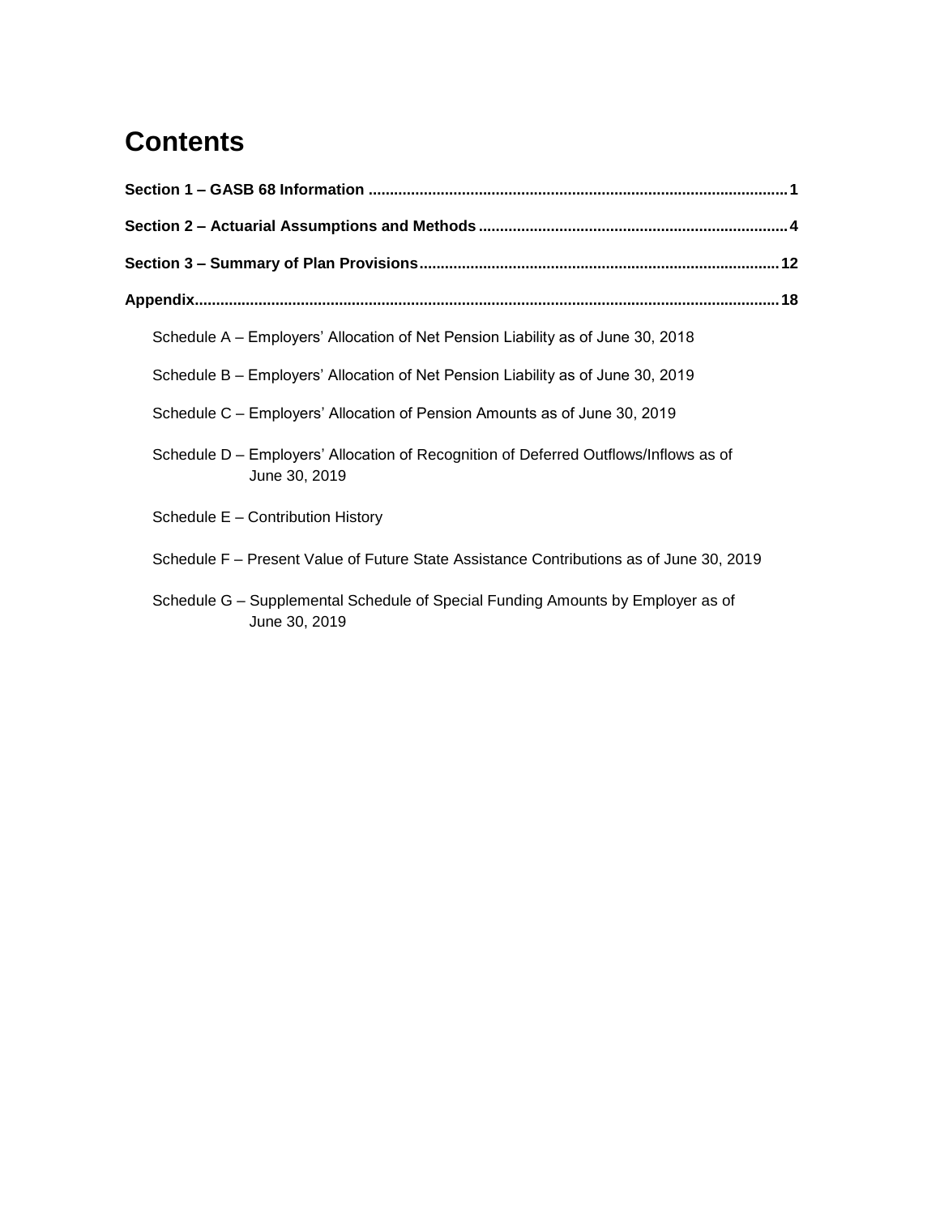# Contents

**Section 1 – GASB 68 Information** .......................................................................................... 1

**Section 2 – Actuarial Assumptions and Methods** ....................................................................... 4

**Section 3 – Summary of Plan Provisions** .................................................................................. 12

**Appendix** ....................................................................................................................... 18

Schedule A – Employers' Allocation of Net Pension Liability as of June 30, 2018

Schedule B – Employers' Allocation of Net Pension Liability as of June 30, 2019

Schedule C – Employers' Allocation of Pension Amounts as of June 30, 2019

Schedule D – Employers' Allocation of Recognition of Deferred Outflows/Inflows as of June 30, 2019

Schedule E – Contribution History

Schedule F – Present Value of Future State Assistance Contributions as of June 30, 2019

Schedule G – Supplemental Schedule of Special Funding Amounts by Employer as of June 30, 2019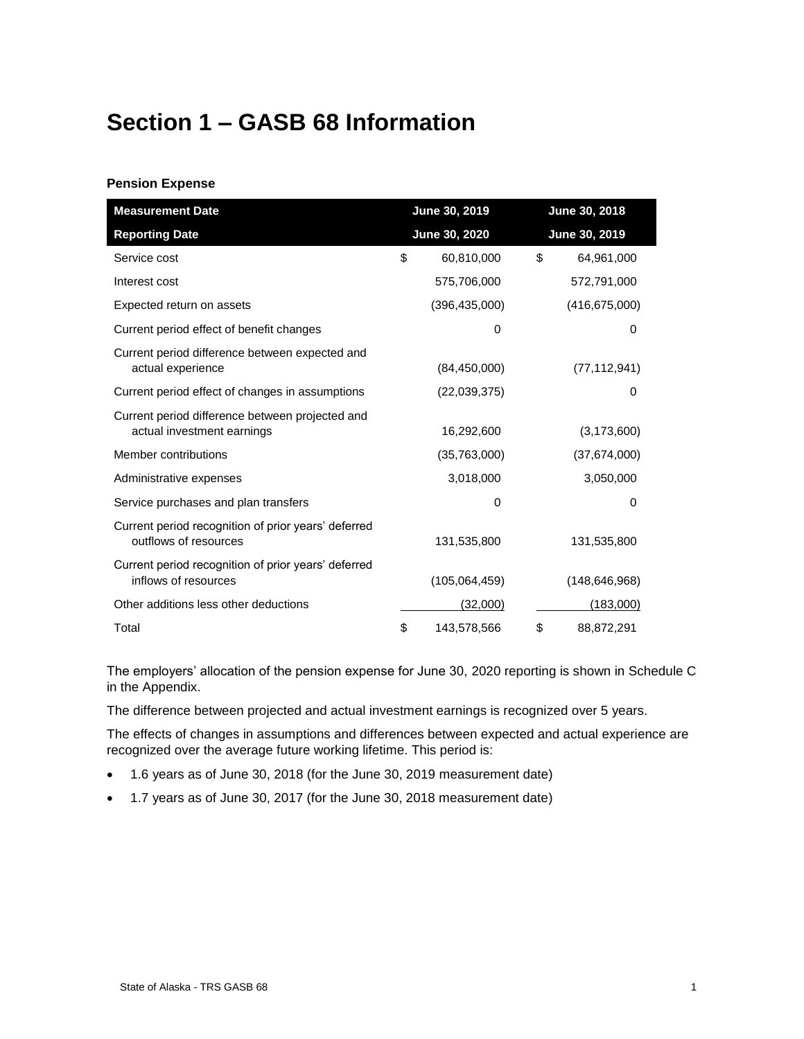# Section 1 – GASB 68 Information

**Pension Expense**

| Measurement Date | June 30, 2019 | June 30, 2018 |
|---|---|---|
| **Reporting Date** | **June 30, 2020** | **June 30, 2019** |
| Service cost | $ 60,810,000 | $ 64,961,000 |
| Interest cost | 575,706,000 | 572,791,000 |
| Expected return on assets | (396,435,000) | (416,675,000) |
| Current period effect of benefit changes | 0 | 0 |
| Current period difference between expected and actual experience | (84,450,000) | (77,112,941) |
| Current period effect of changes in assumptions | (22,039,375) | 0 |
| Current period difference between projected and actual investment earnings | 16,292,600 | (3,173,600) |
| Member contributions | (35,763,000) | (37,674,000) |
| Administrative expenses | 3,018,000 | 3,050,000 |
| Service purchases and plan transfers | 0 | 0 |
| Current period recognition of prior years' deferred outflows of resources | 131,535,800 | 131,535,800 |
| Current period recognition of prior years' deferred inflows of resources | (105,064,459) | (148,646,968) |
| Other additions less other deductions | (32,000) | (183,000) |
| Total | $ 143,578,566 | $ 88,872,291 |

The employers' allocation of the pension expense for June 30, 2020 reporting is shown in Schedule C in the Appendix.

The difference between projected and actual investment earnings is recognized over 5 years.

The effects of changes in assumptions and differences between expected and actual experience are recognized over the average future working lifetime. This period is:

- 1.6 years as of June 30, 2018 (for the June 30, 2019 measurement date)
- 1.7 years as of June 30, 2017 (for the June 30, 2018 measurement date)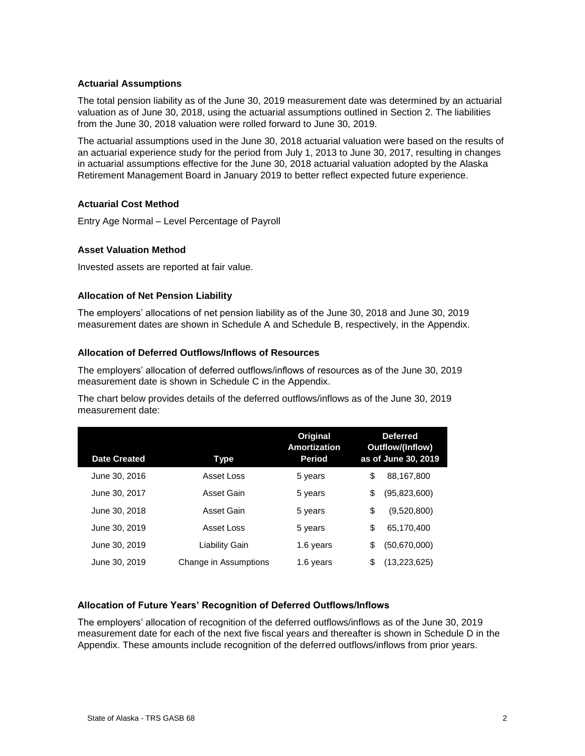### Actuarial Assumptions

The total pension liability as of the June 30, 2019 measurement date was determined by an actuarial valuation as of June 30, 2018, using the actuarial assumptions outlined in Section 2. The liabilities from the June 30, 2018 valuation were rolled forward to June 30, 2019.

The actuarial assumptions used in the June 30, 2018 actuarial valuation were based on the results of an actuarial experience study for the period from July 1, 2013 to June 30, 2017, resulting in changes in actuarial assumptions effective for the June 30, 2018 actuarial valuation adopted by the Alaska Retirement Management Board in January 2019 to better reflect expected future experience.

### Actuarial Cost Method

Entry Age Normal – Level Percentage of Payroll

### Asset Valuation Method

Invested assets are reported at fair value.

### Allocation of Net Pension Liability

The employers' allocations of net pension liability as of the June 30, 2018 and June 30, 2019 measurement dates are shown in Schedule A and Schedule B, respectively, in the Appendix.

### Allocation of Deferred Outflows/Inflows of Resources

The employers' allocation of deferred outflows/inflows of resources as of the June 30, 2019 measurement date is shown in Schedule C in the Appendix.

The chart below provides details of the deferred outflows/inflows as of the June 30, 2019 measurement date:

| Date Created | Type | Original Amortization Period | Deferred Outflow/(Inflow) as of June 30, 2019 |
|---|---|---|---|
| June 30, 2016 | Asset Loss | 5 years | $ 88,167,800 |
| June 30, 2017 | Asset Gain | 5 years | $ (95,823,600) |
| June 30, 2018 | Asset Gain | 5 years | $ (9,520,800) |
| June 30, 2019 | Asset Loss | 5 years | $ 65,170,400 |
| June 30, 2019 | Liability Gain | 1.6 years | $ (50,670,000) |
| June 30, 2019 | Change in Assumptions | 1.6 years | $ (13,223,625) |

### Allocation of Future Years' Recognition of Deferred Outflows/Inflows

The employers' allocation of recognition of the deferred outflows/inflows as of the June 30, 2019 measurement date for each of the next five fiscal years and thereafter is shown in Schedule D in the Appendix. These amounts include recognition of the deferred outflows/inflows from prior years.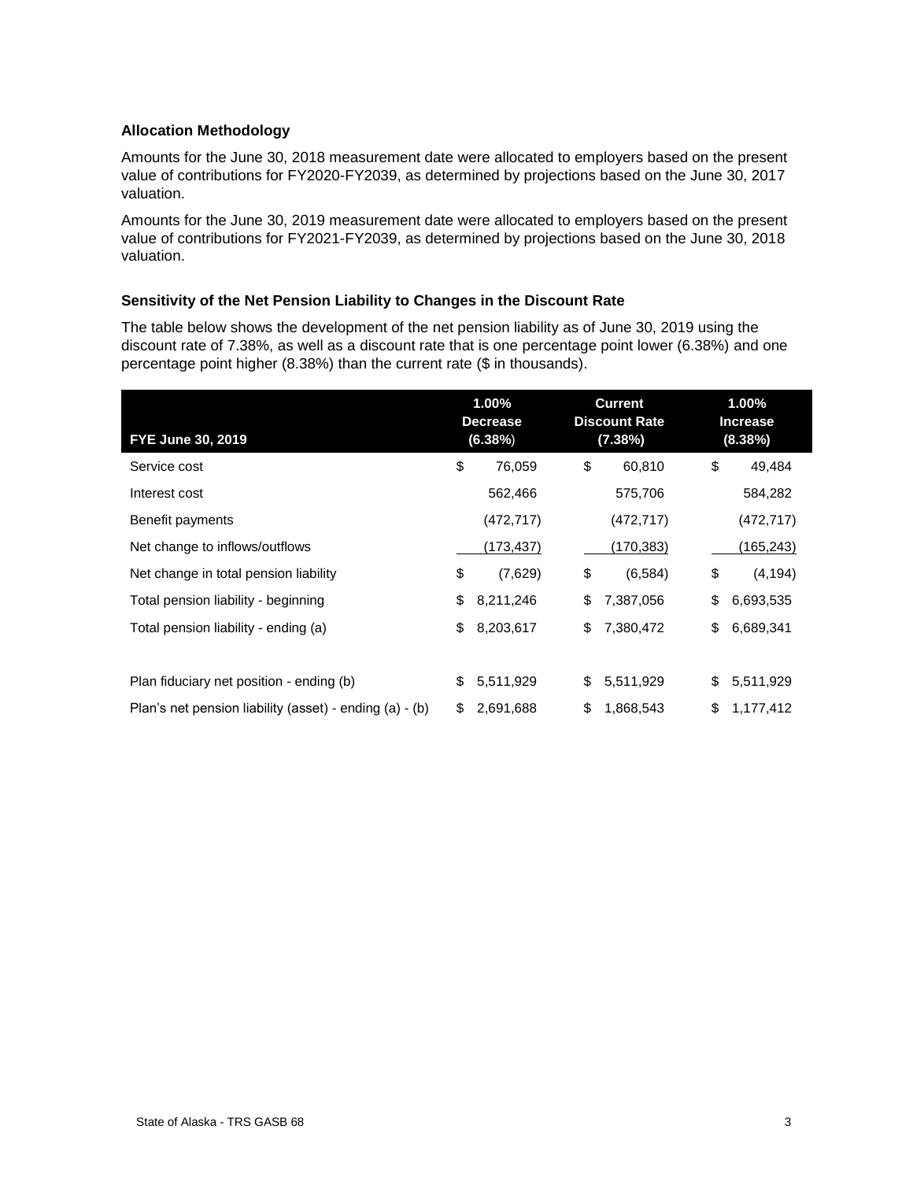### Allocation Methodology

Amounts for the June 30, 2018 measurement date were allocated to employers based on the present value of contributions for FY2020-FY2039, as determined by projections based on the June 30, 2017 valuation.

Amounts for the June 30, 2019 measurement date were allocated to employers based on the present value of contributions for FY2021-FY2039, as determined by projections based on the June 30, 2018 valuation.

### Sensitivity of the Net Pension Liability to Changes in the Discount Rate

The table below shows the development of the net pension liability as of June 30, 2019 using the discount rate of 7.38%, as well as a discount rate that is one percentage point lower (6.38%) and one percentage point higher (8.38%) than the current rate ($ in thousands).

| FYE June 30, 2019 | 1.00% Decrease (6.38%) | Current Discount Rate (7.38%) | 1.00% Increase (8.38%) |
|---|---|---|---|
| Service cost | $ 76,059 | $ 60,810 | $ 49,484 |
| Interest cost | 562,466 | 575,706 | 584,282 |
| Benefit payments | (472,717) | (472,717) | (472,717) |
| Net change to inflows/outflows | (173,437) | (170,383) | (165,243) |
| Net change in total pension liability | $ (7,629) | $ (6,584) | $ (4,194) |
| Total pension liability - beginning | $ 8,211,246 | $ 7,387,056 | $ 6,693,535 |
| Total pension liability - ending (a) | $ 8,203,617 | $ 7,380,472 | $ 6,689,341 |
| | | | |
| Plan fiduciary net position - ending (b) | $ 5,511,929 | $ 5,511,929 | $ 5,511,929 |
| Plan's net pension liability (asset) - ending (a) - (b) | $ 2,691,688 | $ 1,868,543 | $ 1,177,412 |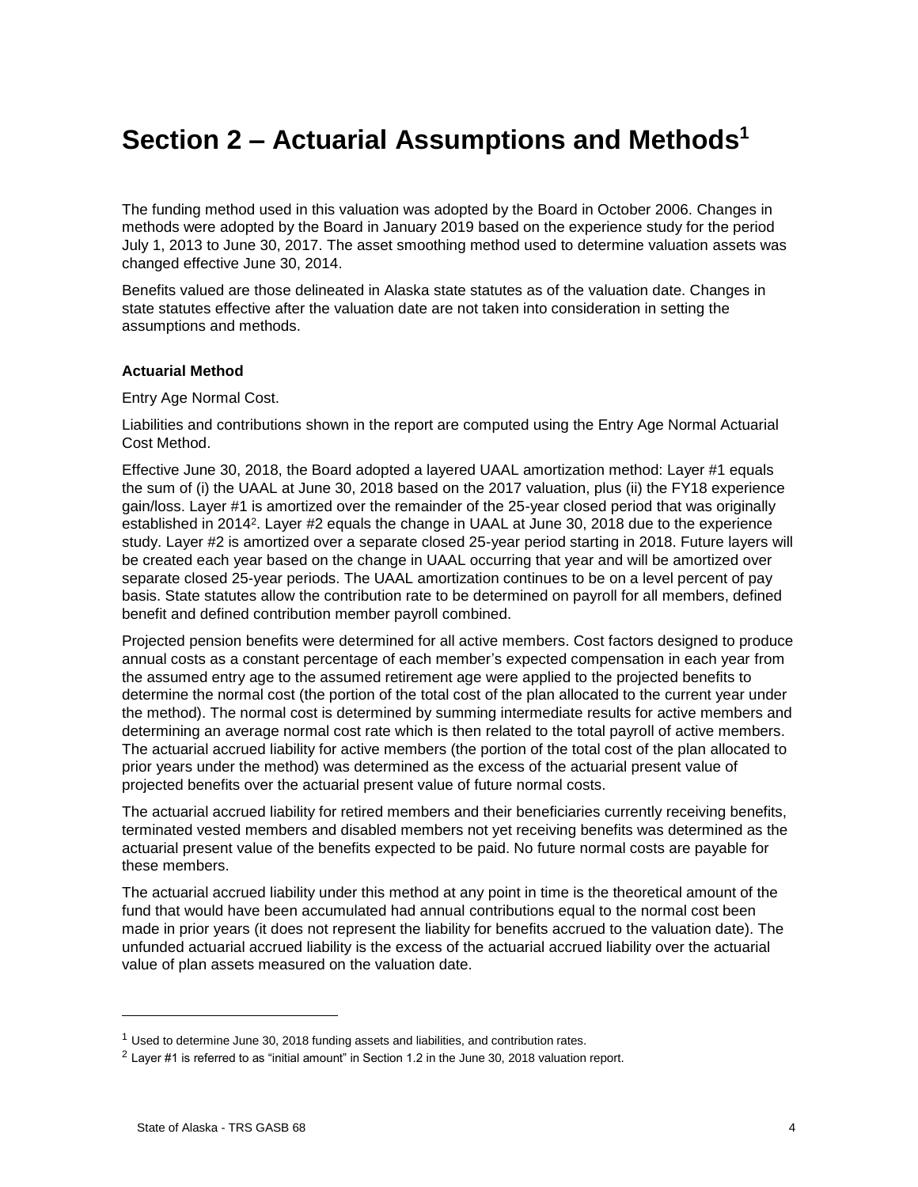# Section 2 – Actuarial Assumptions and Methods[1]

The funding method used in this valuation was adopted by the Board in October 2006. Changes in methods were adopted by the Board in January 2019 based on the experience study for the period July 1, 2013 to June 30, 2017. The asset smoothing method used to determine valuation assets was changed effective June 30, 2014.

Benefits valued are those delineated in Alaska state statutes as of the valuation date. Changes in state statutes effective after the valuation date are not taken into consideration in setting the assumptions and methods.

**Actuarial Method**

Entry Age Normal Cost.

Liabilities and contributions shown in the report are computed using the Entry Age Normal Actuarial Cost Method.

Effective June 30, 2018, the Board adopted a layered UAAL amortization method: Layer #1 equals the sum of (i) the UAAL at June 30, 2018 based on the 2017 valuation, plus (ii) the FY18 experience gain/loss. Layer #1 is amortized over the remainder of the 25-year closed period that was originally established in 2014[2]. Layer #2 equals the change in UAAL at June 30, 2018 due to the experience study. Layer #2 is amortized over a separate closed 25-year period starting in 2018. Future layers will be created each year based on the change in UAAL occurring that year and will be amortized over separate closed 25-year periods. The UAAL amortization continues to be on a level percent of pay basis. State statutes allow the contribution rate to be determined on payroll for all members, defined benefit and defined contribution member payroll combined.

Projected pension benefits were determined for all active members. Cost factors designed to produce annual costs as a constant percentage of each member's expected compensation in each year from the assumed entry age to the assumed retirement age were applied to the projected benefits to determine the normal cost (the portion of the total cost of the plan allocated to the current year under the method). The normal cost is determined by summing intermediate results for active members and determining an average normal cost rate which is then related to the total payroll of active members. The actuarial accrued liability for active members (the portion of the total cost of the plan allocated to prior years under the method) was determined as the excess of the actuarial present value of projected benefits over the actuarial present value of future normal costs.

The actuarial accrued liability for retired members and their beneficiaries currently receiving benefits, terminated vested members and disabled members not yet receiving benefits was determined as the actuarial present value of the benefits expected to be paid. No future normal costs are payable for these members.

The actuarial accrued liability under this method at any point in time is the theoretical amount of the fund that would have been accumulated had annual contributions equal to the normal cost been made in prior years (it does not represent the liability for benefits accrued to the valuation date). The unfunded actuarial accrued liability is the excess of the actuarial accrued liability over the actuarial value of plan assets measured on the valuation date.

---

[1] Used to determine June 30, 2018 funding assets and liabilities, and contribution rates.

[2] Layer #1 is referred to as "initial amount" in Section 1.2 in the June 30, 2018 valuation report.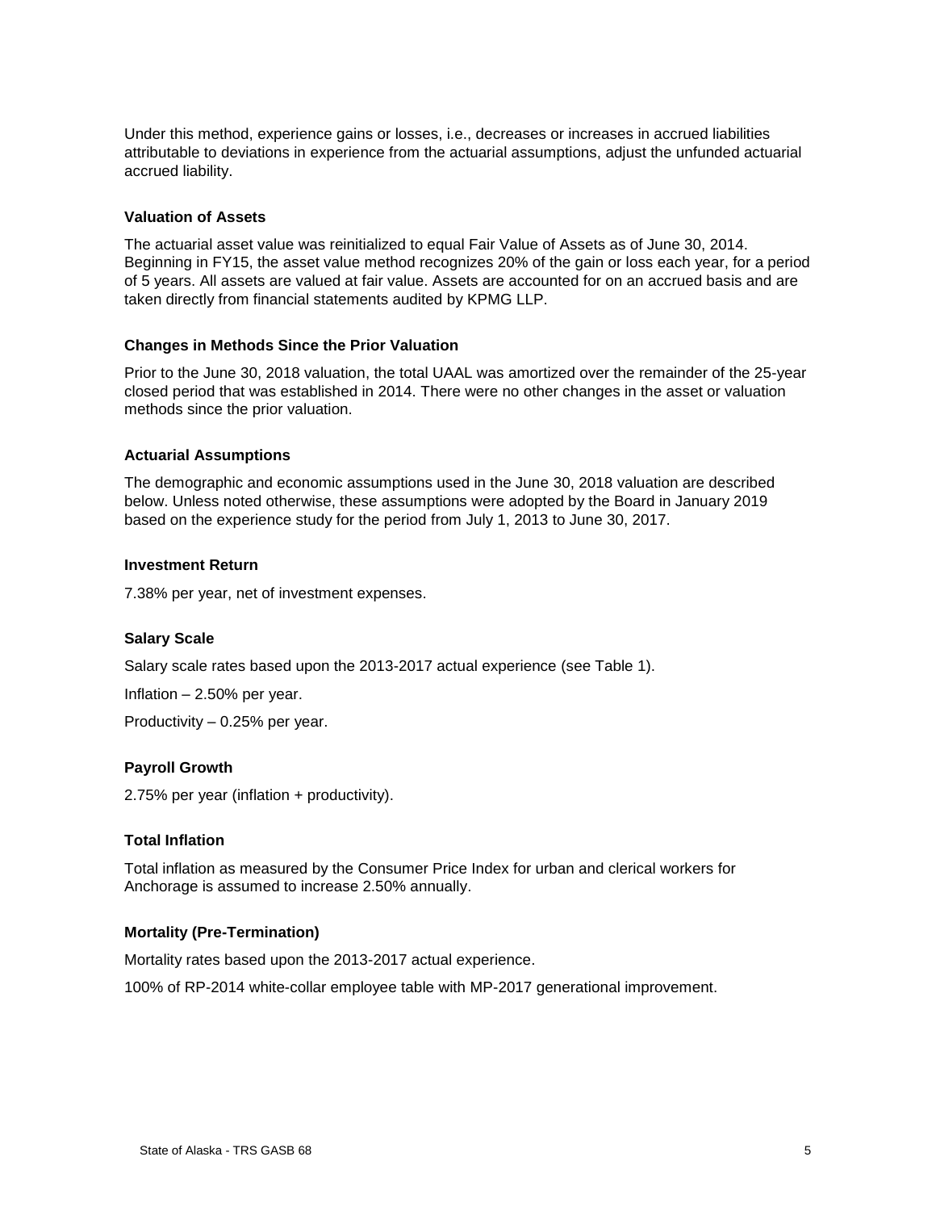Under this method, experience gains or losses, i.e., decreases or increases in accrued liabilities attributable to deviations in experience from the actuarial assumptions, adjust the unfunded actuarial accrued liability.

### Valuation of Assets

The actuarial asset value was reinitialized to equal Fair Value of Assets as of June 30, 2014. Beginning in FY15, the asset value method recognizes 20% of the gain or loss each year, for a period of 5 years. All assets are valued at fair value. Assets are accounted for on an accrued basis and are taken directly from financial statements audited by KPMG LLP.

### Changes in Methods Since the Prior Valuation

Prior to the June 30, 2018 valuation, the total UAAL was amortized over the remainder of the 25-year closed period that was established in 2014. There were no other changes in the asset or valuation methods since the prior valuation.

### Actuarial Assumptions

The demographic and economic assumptions used in the June 30, 2018 valuation are described below. Unless noted otherwise, these assumptions were adopted by the Board in January 2019 based on the experience study for the period from July 1, 2013 to June 30, 2017.

### Investment Return

7.38% per year, net of investment expenses.

### Salary Scale

Salary scale rates based upon the 2013-2017 actual experience (see Table 1).

Inflation – 2.50% per year.

Productivity – 0.25% per year.

### Payroll Growth

2.75% per year (inflation + productivity).

### Total Inflation

Total inflation as measured by the Consumer Price Index for urban and clerical workers for Anchorage is assumed to increase 2.50% annually.

### Mortality (Pre-Termination)

Mortality rates based upon the 2013-2017 actual experience.

100% of RP-2014 white-collar employee table with MP-2017 generational improvement.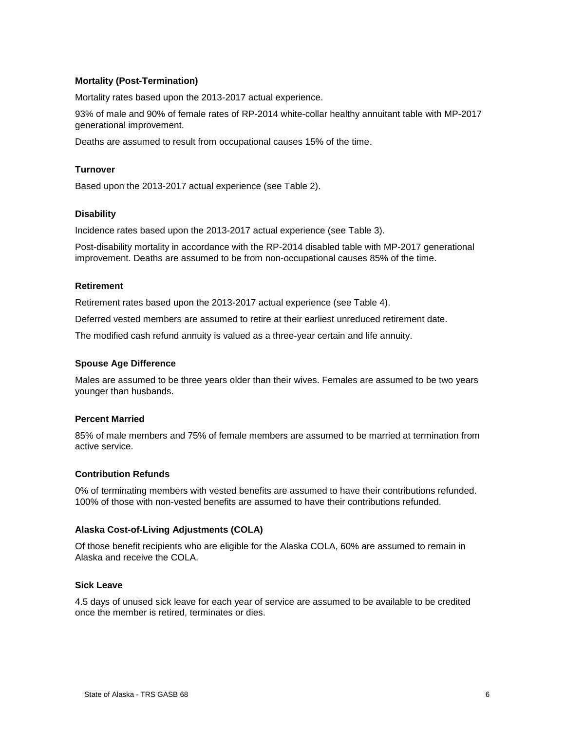**Mortality (Post-Termination)**

Mortality rates based upon the 2013-2017 actual experience.

93% of male and 90% of female rates of RP-2014 white-collar healthy annuitant table with MP-2017 generational improvement.

Deaths are assumed to result from occupational causes 15% of the time.

**Turnover**

Based upon the 2013-2017 actual experience (see Table 2).

**Disability**

Incidence rates based upon the 2013-2017 actual experience (see Table 3).

Post-disability mortality in accordance with the RP-2014 disabled table with MP-2017 generational improvement. Deaths are assumed to be from non-occupational causes 85% of the time.

**Retirement**

Retirement rates based upon the 2013-2017 actual experience (see Table 4).

Deferred vested members are assumed to retire at their earliest unreduced retirement date.

The modified cash refund annuity is valued as a three-year certain and life annuity.

**Spouse Age Difference**

Males are assumed to be three years older than their wives. Females are assumed to be two years younger than husbands.

**Percent Married**

85% of male members and 75% of female members are assumed to be married at termination from active service.

**Contribution Refunds**

0% of terminating members with vested benefits are assumed to have their contributions refunded. 100% of those with non-vested benefits are assumed to have their contributions refunded.

**Alaska Cost-of-Living Adjustments (COLA)**

Of those benefit recipients who are eligible for the Alaska COLA, 60% are assumed to remain in Alaska and receive the COLA.

**Sick Leave**

4.5 days of unused sick leave for each year of service are assumed to be available to be credited once the member is retired, terminates or dies.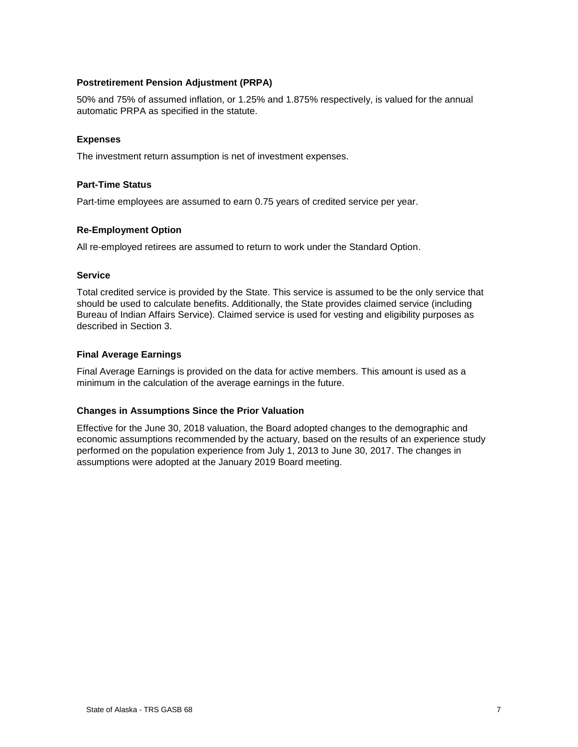### Postretirement Pension Adjustment (PRPA)

50% and 75% of assumed inflation, or 1.25% and 1.875% respectively, is valued for the annual automatic PRPA as specified in the statute.

### Expenses

The investment return assumption is net of investment expenses.

### Part-Time Status

Part-time employees are assumed to earn 0.75 years of credited service per year.

### Re-Employment Option

All re-employed retirees are assumed to return to work under the Standard Option.

### Service

Total credited service is provided by the State. This service is assumed to be the only service that should be used to calculate benefits. Additionally, the State provides claimed service (including Bureau of Indian Affairs Service). Claimed service is used for vesting and eligibility purposes as described in Section 3.

### Final Average Earnings

Final Average Earnings is provided on the data for active members. This amount is used as a minimum in the calculation of the average earnings in the future.

### Changes in Assumptions Since the Prior Valuation

Effective for the June 30, 2018 valuation, the Board adopted changes to the demographic and economic assumptions recommended by the actuary, based on the results of an experience study performed on the population experience from July 1, 2013 to June 30, 2017. The changes in assumptions were adopted at the January 2019 Board meeting.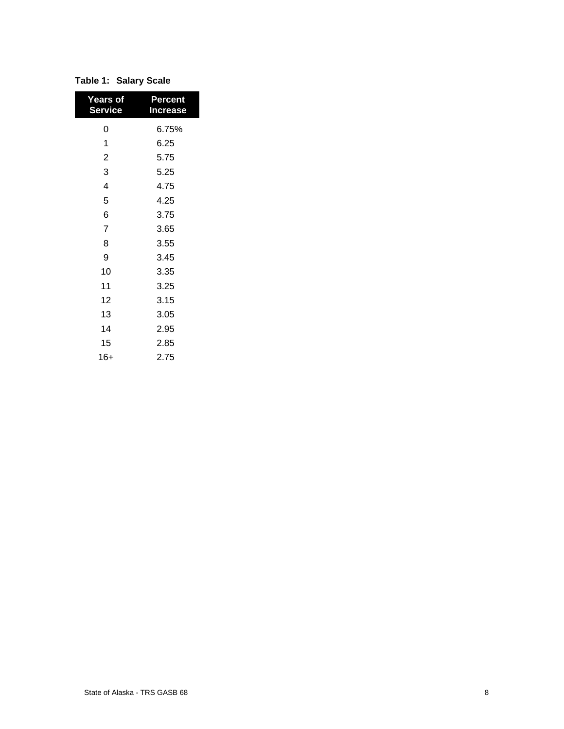**Table 1: Salary Scale**

| Years of Service | Percent Increase |
|---|---|
| 0 | 6.75% |
| 1 | 6.25 |
| 2 | 5.75 |
| 3 | 5.25 |
| 4 | 4.75 |
| 5 | 4.25 |
| 6 | 3.75 |
| 7 | 3.65 |
| 8 | 3.55 |
| 9 | 3.45 |
| 10 | 3.35 |
| 11 | 3.25 |
| 12 | 3.15 |
| 13 | 3.05 |
| 14 | 2.95 |
| 15 | 2.85 |
| 16+ | 2.75 |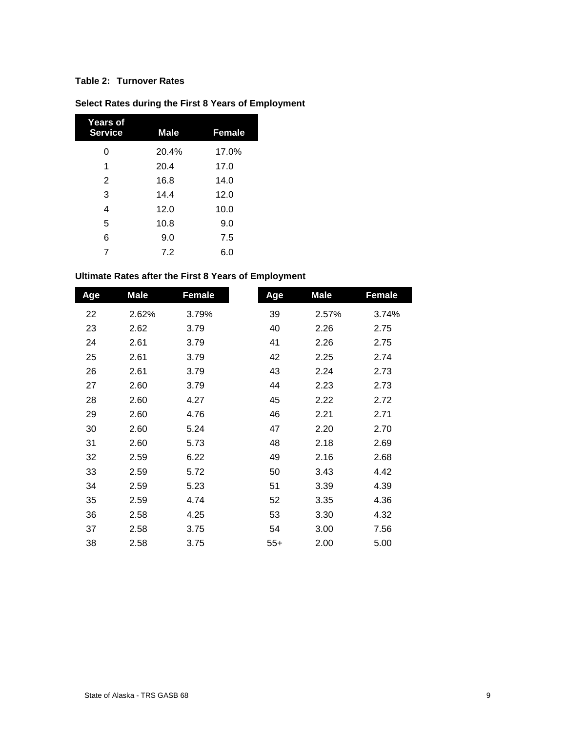**Table 2: Turnover Rates**

**Select Rates during the First 8 Years of Employment**

| Years of Service | Male | Female |
|---|---|---|
| 0 | 20.4% | 17.0% |
| 1 | 20.4 | 17.0 |
| 2 | 16.8 | 14.0 |
| 3 | 14.4 | 12.0 |
| 4 | 12.0 | 10.0 |
| 5 | 10.8 | 9.0 |
| 6 | 9.0 | 7.5 |
| 7 | 7.2 | 6.0 |

**Ultimate Rates after the First 8 Years of Employment**

| Age | Male | Female |
|---|---|---|
| 22 | 2.62% | 3.79% |
| 23 | 2.62 | 3.79 |
| 24 | 2.61 | 3.79 |
| 25 | 2.61 | 3.79 |
| 26 | 2.61 | 3.79 |
| 27 | 2.60 | 3.79 |
| 28 | 2.60 | 4.27 |
| 29 | 2.60 | 4.76 |
| 30 | 2.60 | 5.24 |
| 31 | 2.60 | 5.73 |
| 32 | 2.59 | 6.22 |
| 33 | 2.59 | 5.72 |
| 34 | 2.59 | 5.23 |
| 35 | 2.59 | 4.74 |
| 36 | 2.58 | 4.25 |
| 37 | 2.58 | 3.75 |
| 38 | 2.58 | 3.75 |

| Age | Male | Female |
|---|---|---|
| 39 | 2.57% | 3.74% |
| 40 | 2.26 | 2.75 |
| 41 | 2.26 | 2.75 |
| 42 | 2.25 | 2.74 |
| 43 | 2.24 | 2.73 |
| 44 | 2.23 | 2.73 |
| 45 | 2.22 | 2.72 |
| 46 | 2.21 | 2.71 |
| 47 | 2.20 | 2.70 |
| 48 | 2.18 | 2.69 |
| 49 | 2.16 | 2.68 |
| 50 | 3.43 | 4.42 |
| 51 | 3.39 | 4.39 |
| 52 | 3.35 | 4.36 |
| 53 | 3.30 | 4.32 |
| 54 | 3.00 | 7.56 |
| 55+ | 2.00 | 5.00 |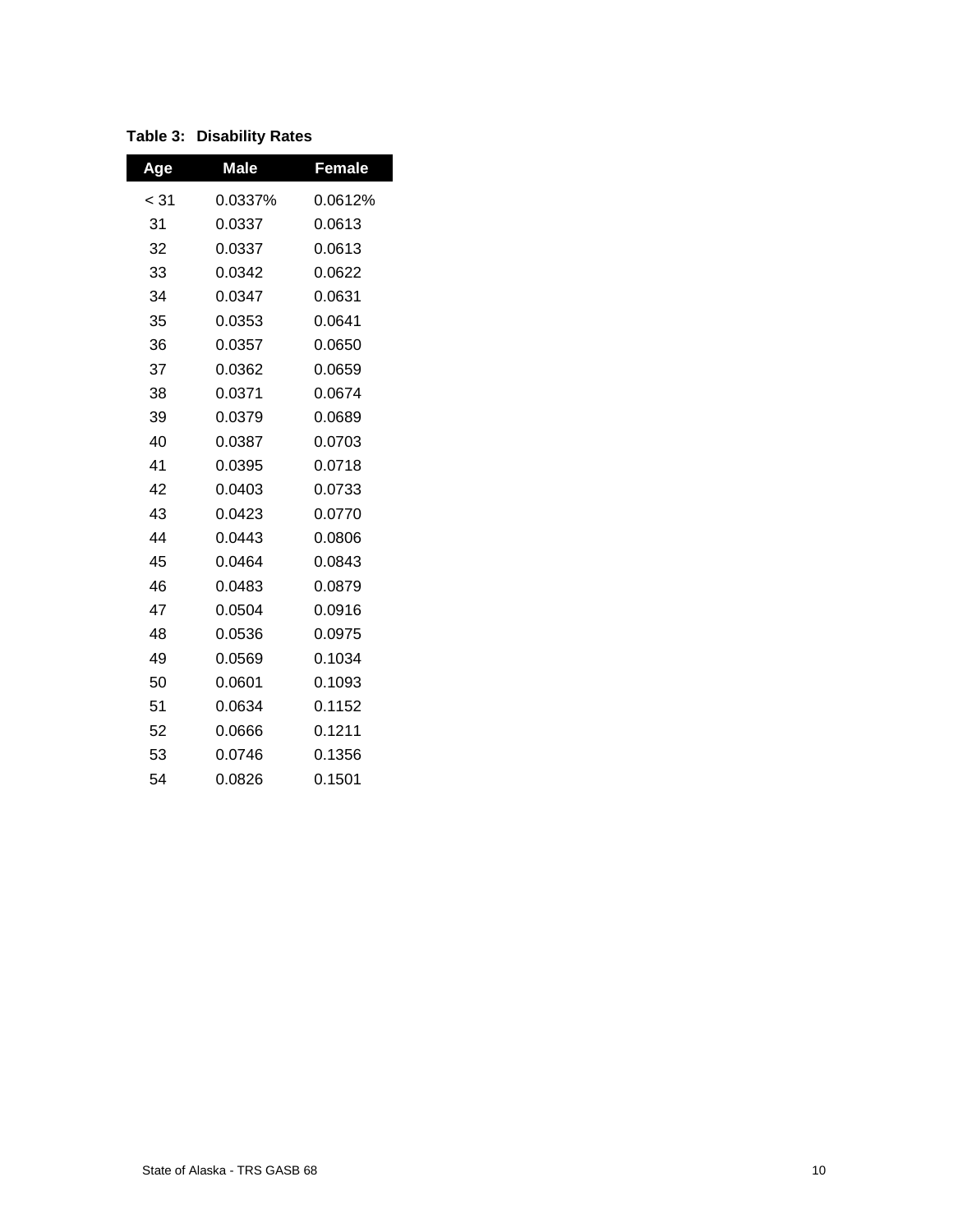**Table 3: Disability Rates**

| Age | Male | Female |
|---|---|---|
| < 31 | 0.0337% | 0.0612% |
| 31 | 0.0337 | 0.0613 |
| 32 | 0.0337 | 0.0613 |
| 33 | 0.0342 | 0.0622 |
| 34 | 0.0347 | 0.0631 |
| 35 | 0.0353 | 0.0641 |
| 36 | 0.0357 | 0.0650 |
| 37 | 0.0362 | 0.0659 |
| 38 | 0.0371 | 0.0674 |
| 39 | 0.0379 | 0.0689 |
| 40 | 0.0387 | 0.0703 |
| 41 | 0.0395 | 0.0718 |
| 42 | 0.0403 | 0.0733 |
| 43 | 0.0423 | 0.0770 |
| 44 | 0.0443 | 0.0806 |
| 45 | 0.0464 | 0.0843 |
| 46 | 0.0483 | 0.0879 |
| 47 | 0.0504 | 0.0916 |
| 48 | 0.0536 | 0.0975 |
| 49 | 0.0569 | 0.1034 |
| 50 | 0.0601 | 0.1093 |
| 51 | 0.0634 | 0.1152 |
| 52 | 0.0666 | 0.1211 |
| 53 | 0.0746 | 0.1356 |
| 54 | 0.0826 | 0.1501 |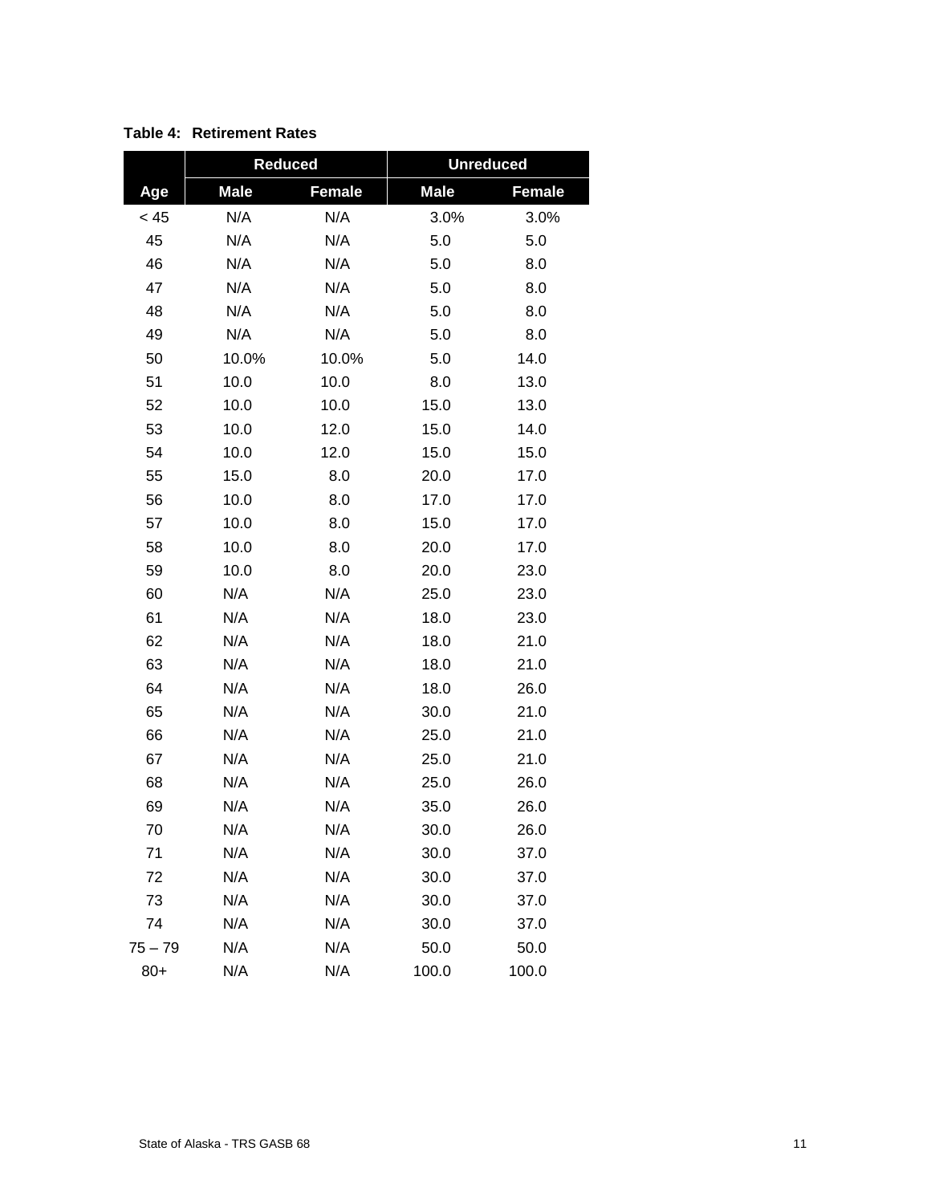**Table 4: Retirement Rates**

| Age | Reduced | | Unreduced | |
|---|---|---|---|---|
| | Male | Female | Male | Female |
| < 45 | N/A | N/A | 3.0% | 3.0% |
| 45 | N/A | N/A | 5.0 | 5.0 |
| 46 | N/A | N/A | 5.0 | 8.0 |
| 47 | N/A | N/A | 5.0 | 8.0 |
| 48 | N/A | N/A | 5.0 | 8.0 |
| 49 | N/A | N/A | 5.0 | 8.0 |
| 50 | 10.0% | 10.0% | 5.0 | 14.0 |
| 51 | 10.0 | 10.0 | 8.0 | 13.0 |
| 52 | 10.0 | 10.0 | 15.0 | 13.0 |
| 53 | 10.0 | 12.0 | 15.0 | 14.0 |
| 54 | 10.0 | 12.0 | 15.0 | 15.0 |
| 55 | 15.0 | 8.0 | 20.0 | 17.0 |
| 56 | 10.0 | 8.0 | 17.0 | 17.0 |
| 57 | 10.0 | 8.0 | 15.0 | 17.0 |
| 58 | 10.0 | 8.0 | 20.0 | 17.0 |
| 59 | 10.0 | 8.0 | 20.0 | 23.0 |
| 60 | N/A | N/A | 25.0 | 23.0 |
| 61 | N/A | N/A | 18.0 | 23.0 |
| 62 | N/A | N/A | 18.0 | 21.0 |
| 63 | N/A | N/A | 18.0 | 21.0 |
| 64 | N/A | N/A | 18.0 | 26.0 |
| 65 | N/A | N/A | 30.0 | 21.0 |
| 66 | N/A | N/A | 25.0 | 21.0 |
| 67 | N/A | N/A | 25.0 | 21.0 |
| 68 | N/A | N/A | 25.0 | 26.0 |
| 69 | N/A | N/A | 35.0 | 26.0 |
| 70 | N/A | N/A | 30.0 | 26.0 |
| 71 | N/A | N/A | 30.0 | 37.0 |
| 72 | N/A | N/A | 30.0 | 37.0 |
| 73 | N/A | N/A | 30.0 | 37.0 |
| 74 | N/A | N/A | 30.0 | 37.0 |
| 75 – 79 | N/A | N/A | 50.0 | 50.0 |
| 80+ | N/A | N/A | 100.0 | 100.0 |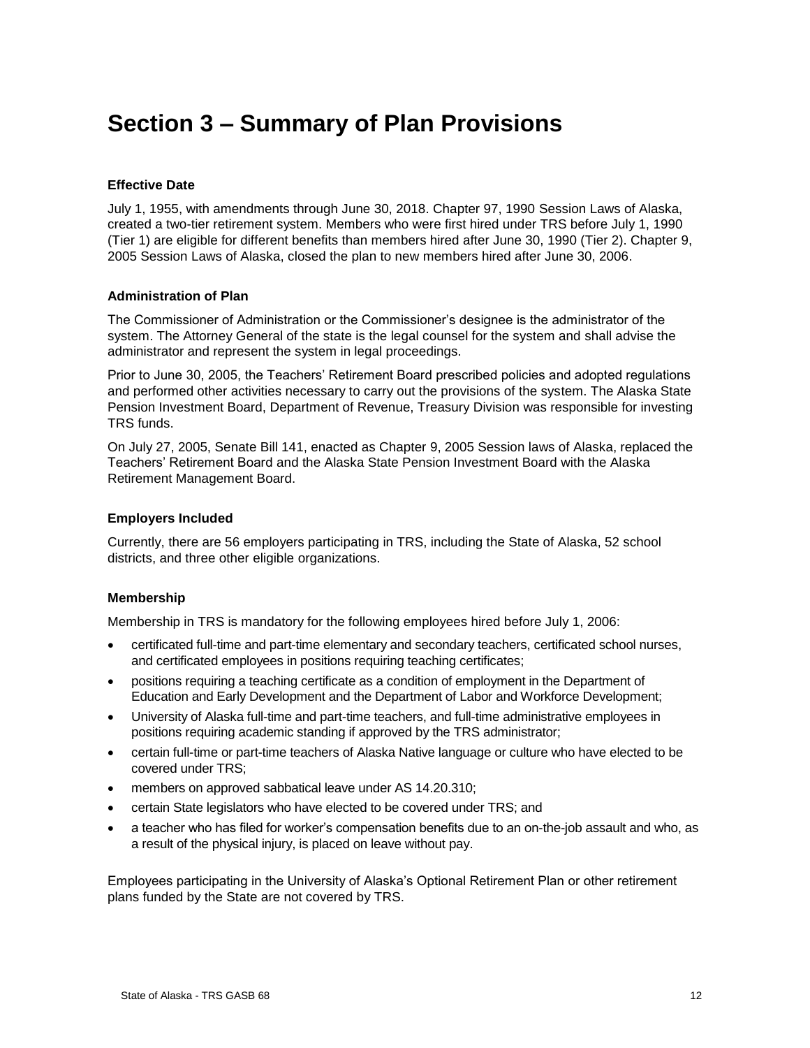# Section 3 – Summary of Plan Provisions

### Effective Date

July 1, 1955, with amendments through June 30, 2018. Chapter 97, 1990 Session Laws of Alaska, created a two-tier retirement system. Members who were first hired under TRS before July 1, 1990 (Tier 1) are eligible for different benefits than members hired after June 30, 1990 (Tier 2). Chapter 9, 2005 Session Laws of Alaska, closed the plan to new members hired after June 30, 2006.

### Administration of Plan

The Commissioner of Administration or the Commissioner's designee is the administrator of the system. The Attorney General of the state is the legal counsel for the system and shall advise the administrator and represent the system in legal proceedings.

Prior to June 30, 2005, the Teachers' Retirement Board prescribed policies and adopted regulations and performed other activities necessary to carry out the provisions of the system. The Alaska State Pension Investment Board, Department of Revenue, Treasury Division was responsible for investing TRS funds.

On July 27, 2005, Senate Bill 141, enacted as Chapter 9, 2005 Session laws of Alaska, replaced the Teachers' Retirement Board and the Alaska State Pension Investment Board with the Alaska Retirement Management Board.

### Employers Included

Currently, there are 56 employers participating in TRS, including the State of Alaska, 52 school districts, and three other eligible organizations.

### Membership

Membership in TRS is mandatory for the following employees hired before July 1, 2006:

- certificated full-time and part-time elementary and secondary teachers, certificated school nurses, and certificated employees in positions requiring teaching certificates;
- positions requiring a teaching certificate as a condition of employment in the Department of Education and Early Development and the Department of Labor and Workforce Development;
- University of Alaska full-time and part-time teachers, and full-time administrative employees in positions requiring academic standing if approved by the TRS administrator;
- certain full-time or part-time teachers of Alaska Native language or culture who have elected to be covered under TRS;
- members on approved sabbatical leave under AS 14.20.310;
- certain State legislators who have elected to be covered under TRS; and
- a teacher who has filed for worker's compensation benefits due to an on-the-job assault and who, as a result of the physical injury, is placed on leave without pay.

Employees participating in the University of Alaska's Optional Retirement Plan or other retirement plans funded by the State are not covered by TRS.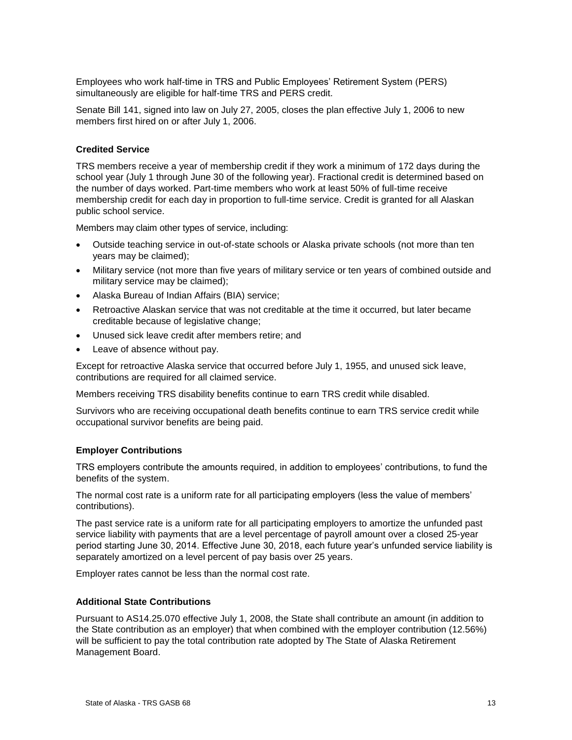Employees who work half-time in TRS and Public Employees' Retirement System (PERS) simultaneously are eligible for half-time TRS and PERS credit.

Senate Bill 141, signed into law on July 27, 2005, closes the plan effective July 1, 2006 to new members first hired on or after July 1, 2006.

### Credited Service

TRS members receive a year of membership credit if they work a minimum of 172 days during the school year (July 1 through June 30 of the following year). Fractional credit is determined based on the number of days worked. Part-time members who work at least 50% of full-time receive membership credit for each day in proportion to full-time service. Credit is granted for all Alaskan public school service.

Members may claim other types of service, including:

- Outside teaching service in out-of-state schools or Alaska private schools (not more than ten years may be claimed);
- Military service (not more than five years of military service or ten years of combined outside and military service may be claimed);
- Alaska Bureau of Indian Affairs (BIA) service;
- Retroactive Alaskan service that was not creditable at the time it occurred, but later became creditable because of legislative change;
- Unused sick leave credit after members retire; and
- Leave of absence without pay.

Except for retroactive Alaska service that occurred before July 1, 1955, and unused sick leave, contributions are required for all claimed service.

Members receiving TRS disability benefits continue to earn TRS credit while disabled.

Survivors who are receiving occupational death benefits continue to earn TRS service credit while occupational survivor benefits are being paid.

### Employer Contributions

TRS employers contribute the amounts required, in addition to employees' contributions, to fund the benefits of the system.

The normal cost rate is a uniform rate for all participating employers (less the value of members' contributions).

The past service rate is a uniform rate for all participating employers to amortize the unfunded past service liability with payments that are a level percentage of payroll amount over a closed 25-year period starting June 30, 2014. Effective June 30, 2018, each future year's unfunded service liability is separately amortized on a level percent of pay basis over 25 years.

Employer rates cannot be less than the normal cost rate.

### Additional State Contributions

Pursuant to AS14.25.070 effective July 1, 2008, the State shall contribute an amount (in addition to the State contribution as an employer) that when combined with the employer contribution (12.56%) will be sufficient to pay the total contribution rate adopted by The State of Alaska Retirement Management Board.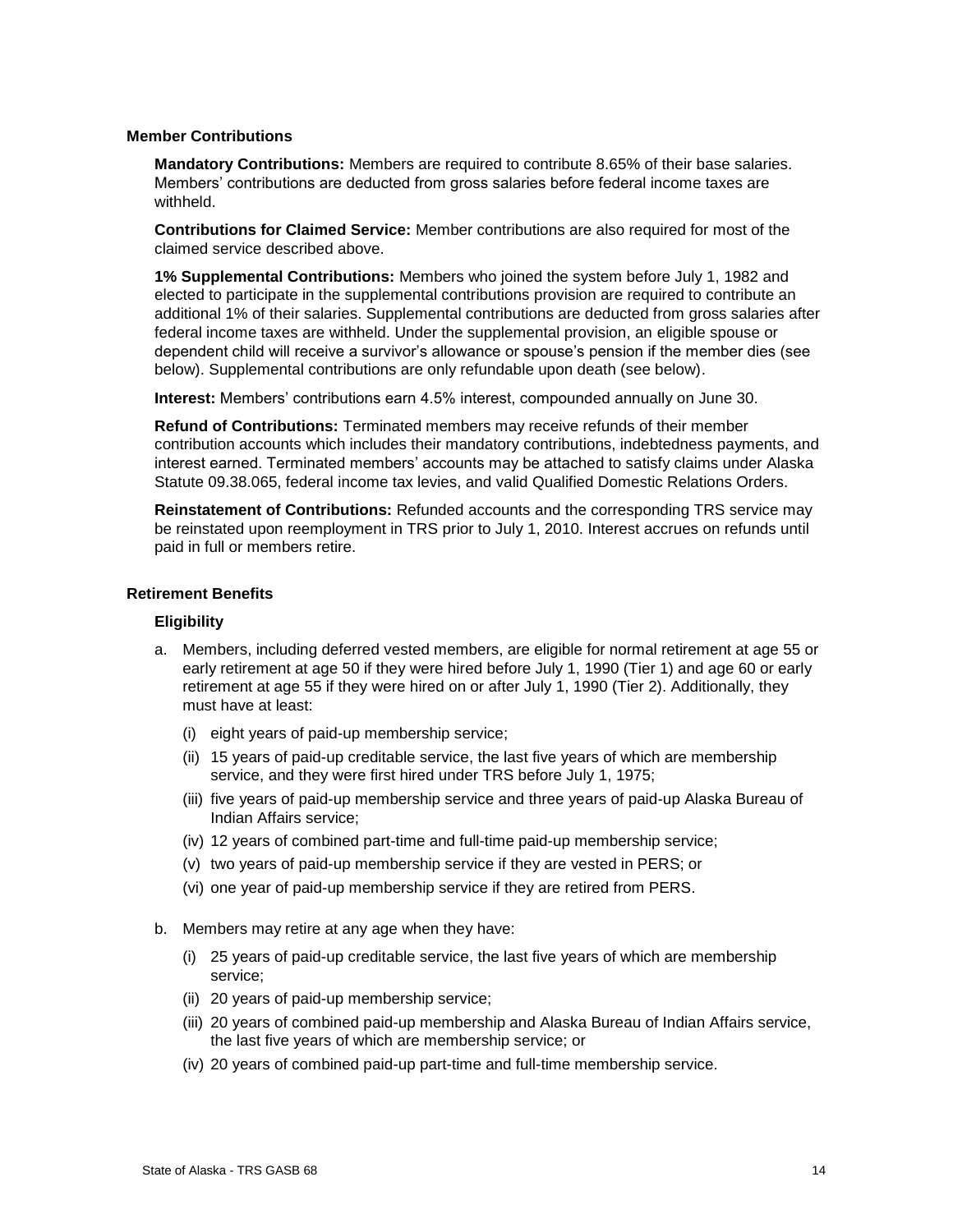### Member Contributions

**Mandatory Contributions:** Members are required to contribute 8.65% of their base salaries. Members' contributions are deducted from gross salaries before federal income taxes are withheld.

**Contributions for Claimed Service:** Member contributions are also required for most of the claimed service described above.

**1% Supplemental Contributions:** Members who joined the system before July 1, 1982 and elected to participate in the supplemental contributions provision are required to contribute an additional 1% of their salaries. Supplemental contributions are deducted from gross salaries after federal income taxes are withheld. Under the supplemental provision, an eligible spouse or dependent child will receive a survivor's allowance or spouse's pension if the member dies (see below). Supplemental contributions are only refundable upon death (see below).

**Interest:** Members' contributions earn 4.5% interest, compounded annually on June 30.

**Refund of Contributions:** Terminated members may receive refunds of their member contribution accounts which includes their mandatory contributions, indebtedness payments, and interest earned. Terminated members' accounts may be attached to satisfy claims under Alaska Statute 09.38.065, federal income tax levies, and valid Qualified Domestic Relations Orders.

**Reinstatement of Contributions:** Refunded accounts and the corresponding TRS service may be reinstated upon reemployment in TRS prior to July 1, 2010. Interest accrues on refunds until paid in full or members retire.

### Retirement Benefits

#### Eligibility

a. Members, including deferred vested members, are eligible for normal retirement at age 55 or early retirement at age 50 if they were hired before July 1, 1990 (Tier 1) and age 60 or early retirement at age 55 if they were hired on or after July 1, 1990 (Tier 2). Additionally, they must have at least:

   (i) eight years of paid-up membership service;

   (ii) 15 years of paid-up creditable service, the last five years of which are membership service, and they were first hired under TRS before July 1, 1975;

   (iii) five years of paid-up membership service and three years of paid-up Alaska Bureau of Indian Affairs service;

   (iv) 12 years of combined part-time and full-time paid-up membership service;

   (v) two years of paid-up membership service if they are vested in PERS; or

   (vi) one year of paid-up membership service if they are retired from PERS.

b. Members may retire at any age when they have:

   (i) 25 years of paid-up creditable service, the last five years of which are membership service;

   (ii) 20 years of paid-up membership service;

   (iii) 20 years of combined paid-up membership and Alaska Bureau of Indian Affairs service, the last five years of which are membership service; or

   (iv) 20 years of combined paid-up part-time and full-time membership service.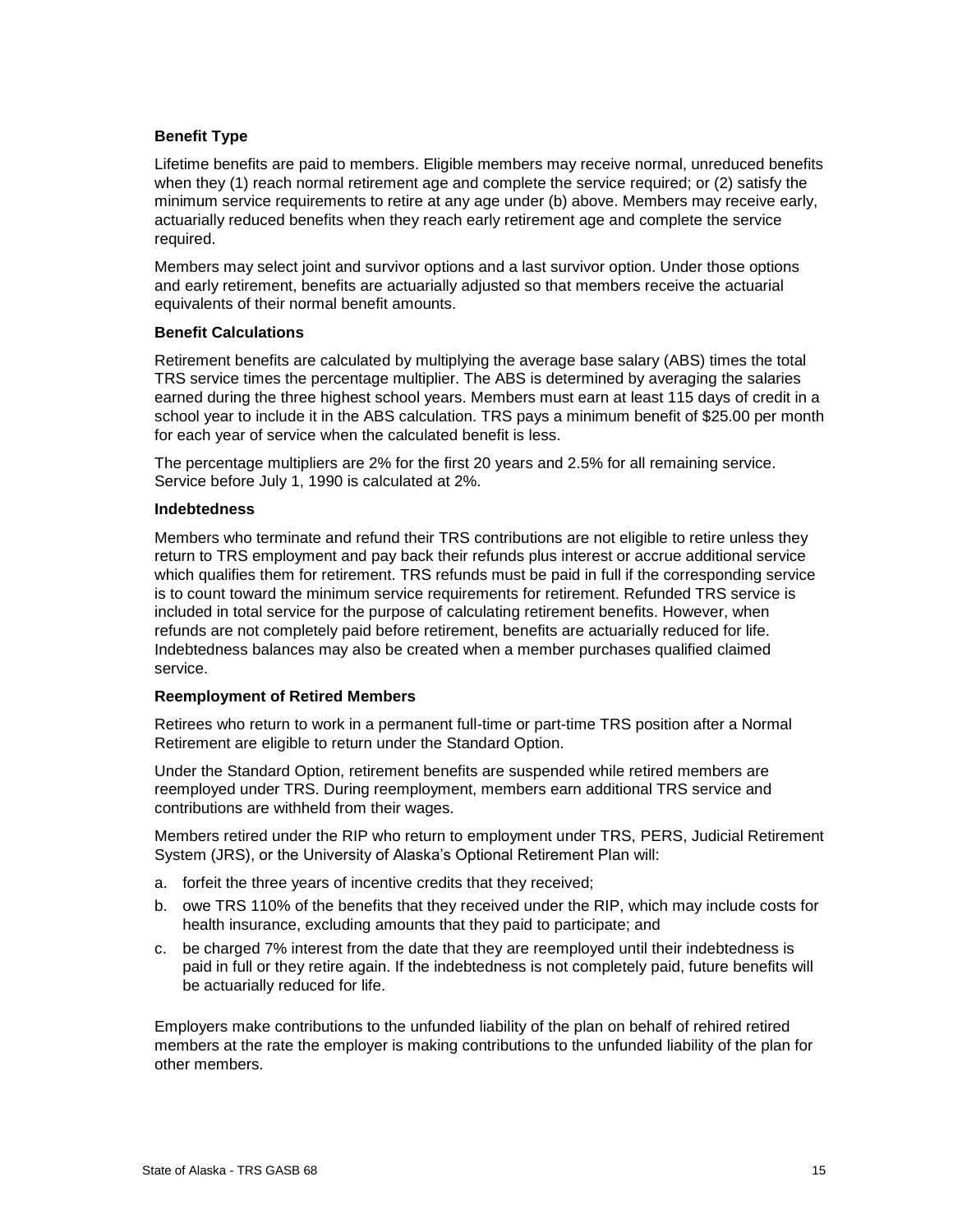### Benefit Type

Lifetime benefits are paid to members. Eligible members may receive normal, unreduced benefits when they (1) reach normal retirement age and complete the service required; or (2) satisfy the minimum service requirements to retire at any age under (b) above. Members may receive early, actuarially reduced benefits when they reach early retirement age and complete the service required.

Members may select joint and survivor options and a last survivor option. Under those options and early retirement, benefits are actuarially adjusted so that members receive the actuarial equivalents of their normal benefit amounts.

### Benefit Calculations

Retirement benefits are calculated by multiplying the average base salary (ABS) times the total TRS service times the percentage multiplier. The ABS is determined by averaging the salaries earned during the three highest school years. Members must earn at least 115 days of credit in a school year to include it in the ABS calculation. TRS pays a minimum benefit of $25.00 per month for each year of service when the calculated benefit is less.

The percentage multipliers are 2% for the first 20 years and 2.5% for all remaining service. Service before July 1, 1990 is calculated at 2%.

### Indebtedness

Members who terminate and refund their TRS contributions are not eligible to retire unless they return to TRS employment and pay back their refunds plus interest or accrue additional service which qualifies them for retirement. TRS refunds must be paid in full if the corresponding service is to count toward the minimum service requirements for retirement. Refunded TRS service is included in total service for the purpose of calculating retirement benefits. However, when refunds are not completely paid before retirement, benefits are actuarially reduced for life. Indebtedness balances may also be created when a member purchases qualified claimed service.

### Reemployment of Retired Members

Retirees who return to work in a permanent full-time or part-time TRS position after a Normal Retirement are eligible to return under the Standard Option.

Under the Standard Option, retirement benefits are suspended while retired members are reemployed under TRS. During reemployment, members earn additional TRS service and contributions are withheld from their wages.

Members retired under the RIP who return to employment under TRS, PERS, Judicial Retirement System (JRS), or the University of Alaska's Optional Retirement Plan will:

a. forfeit the three years of incentive credits that they received;
b. owe TRS 110% of the benefits that they received under the RIP, which may include costs for health insurance, excluding amounts that they paid to participate; and
c. be charged 7% interest from the date that they are reemployed until their indebtedness is paid in full or they retire again. If the indebtedness is not completely paid, future benefits will be actuarially reduced for life.

Employers make contributions to the unfunded liability of the plan on behalf of rehired retired members at the rate the employer is making contributions to the unfunded liability of the plan for other members.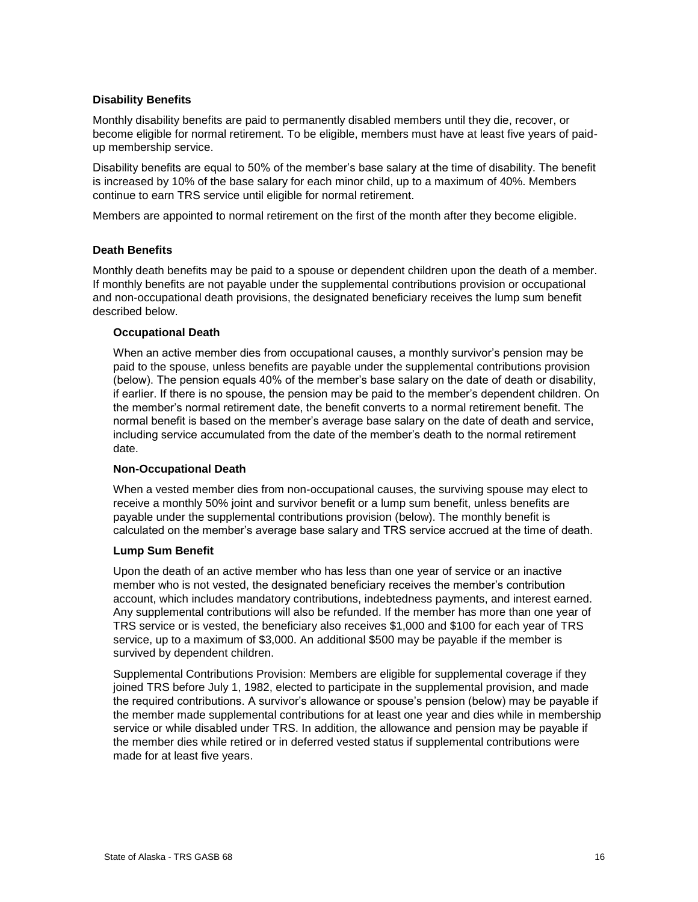### Disability Benefits

Monthly disability benefits are paid to permanently disabled members until they die, recover, or become eligible for normal retirement. To be eligible, members must have at least five years of paid-up membership service.

Disability benefits are equal to 50% of the member's base salary at the time of disability. The benefit is increased by 10% of the base salary for each minor child, up to a maximum of 40%. Members continue to earn TRS service until eligible for normal retirement.

Members are appointed to normal retirement on the first of the month after they become eligible.

### Death Benefits

Monthly death benefits may be paid to a spouse or dependent children upon the death of a member. If monthly benefits are not payable under the supplemental contributions provision or occupational and non-occupational death provisions, the designated beneficiary receives the lump sum benefit described below.

#### Occupational Death

When an active member dies from occupational causes, a monthly survivor's pension may be paid to the spouse, unless benefits are payable under the supplemental contributions provision (below). The pension equals 40% of the member's base salary on the date of death or disability, if earlier. If there is no spouse, the pension may be paid to the member's dependent children. On the member's normal retirement date, the benefit converts to a normal retirement benefit. The normal benefit is based on the member's average base salary on the date of death and service, including service accumulated from the date of the member's death to the normal retirement date.

#### Non-Occupational Death

When a vested member dies from non-occupational causes, the surviving spouse may elect to receive a monthly 50% joint and survivor benefit or a lump sum benefit, unless benefits are payable under the supplemental contributions provision (below). The monthly benefit is calculated on the member's average base salary and TRS service accrued at the time of death.

#### Lump Sum Benefit

Upon the death of an active member who has less than one year of service or an inactive member who is not vested, the designated beneficiary receives the member's contribution account, which includes mandatory contributions, indebtedness payments, and interest earned. Any supplemental contributions will also be refunded. If the member has more than one year of TRS service or is vested, the beneficiary also receives $1,000 and $100 for each year of TRS service, up to a maximum of $3,000. An additional $500 may be payable if the member is survived by dependent children.

Supplemental Contributions Provision: Members are eligible for supplemental coverage if they joined TRS before July 1, 1982, elected to participate in the supplemental provision, and made the required contributions. A survivor's allowance or spouse's pension (below) may be payable if the member made supplemental contributions for at least one year and dies while in membership service or while disabled under TRS. In addition, the allowance and pension may be payable if the member dies while retired or in deferred vested status if supplemental contributions were made for at least five years.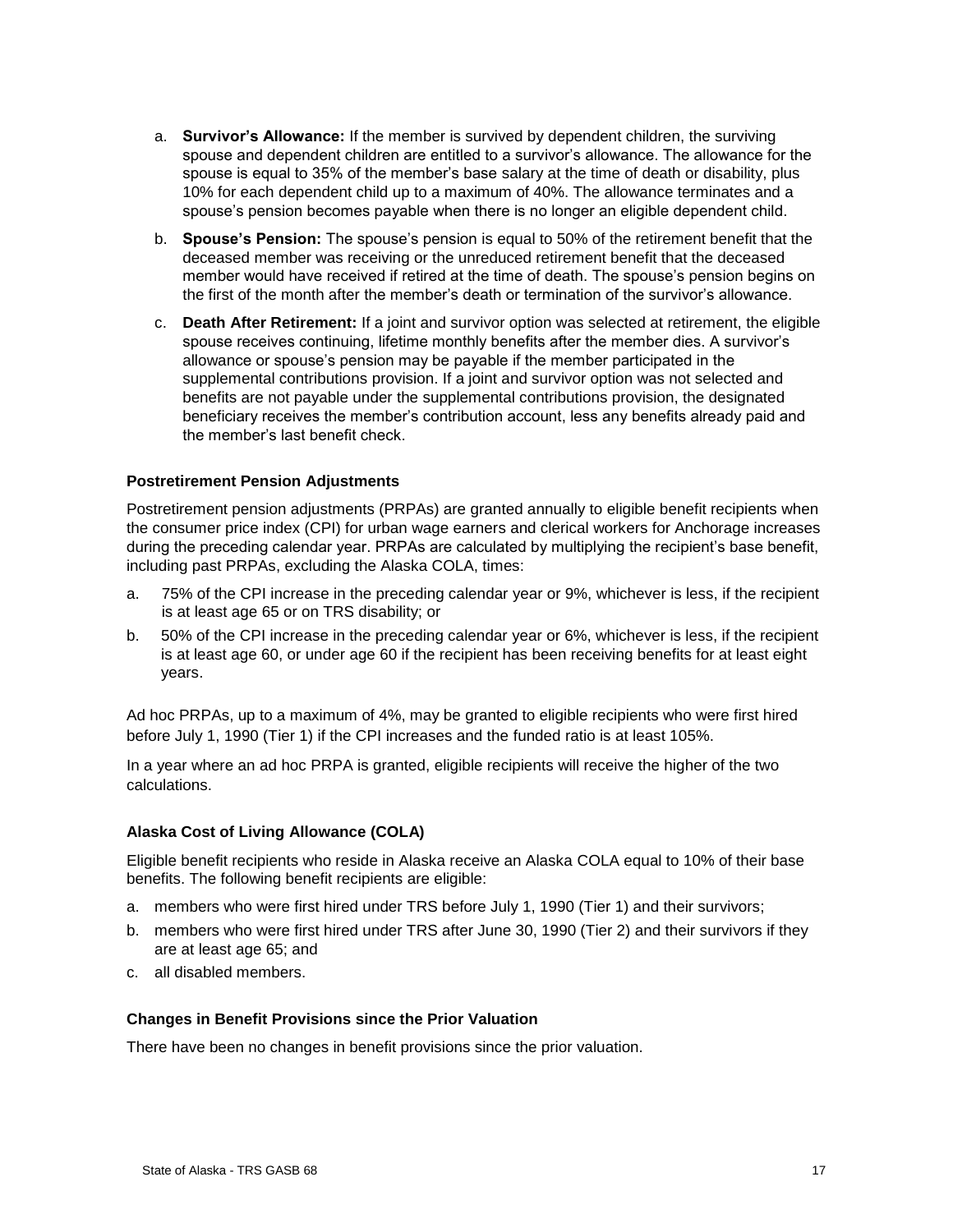a. **Survivor's Allowance:** If the member is survived by dependent children, the surviving spouse and dependent children are entitled to a survivor's allowance. The allowance for the spouse is equal to 35% of the member's base salary at the time of death or disability, plus 10% for each dependent child up to a maximum of 40%. The allowance terminates and a spouse's pension becomes payable when there is no longer an eligible dependent child.

b. **Spouse's Pension:** The spouse's pension is equal to 50% of the retirement benefit that the deceased member was receiving or the unreduced retirement benefit that the deceased member would have received if retired at the time of death. The spouse's pension begins on the first of the month after the member's death or termination of the survivor's allowance.

c. **Death After Retirement:** If a joint and survivor option was selected at retirement, the eligible spouse receives continuing, lifetime monthly benefits after the member dies. A survivor's allowance or spouse's pension may be payable if the member participated in the supplemental contributions provision. If a joint and survivor option was not selected and benefits are not payable under the supplemental contributions provision, the designated beneficiary receives the member's contribution account, less any benefits already paid and the member's last benefit check.

### Postretirement Pension Adjustments

Postretirement pension adjustments (PRPAs) are granted annually to eligible benefit recipients when the consumer price index (CPI) for urban wage earners and clerical workers for Anchorage increases during the preceding calendar year. PRPAs are calculated by multiplying the recipient's base benefit, including past PRPAs, excluding the Alaska COLA, times:

a. 75% of the CPI increase in the preceding calendar year or 9%, whichever is less, if the recipient is at least age 65 or on TRS disability; or

b. 50% of the CPI increase in the preceding calendar year or 6%, whichever is less, if the recipient is at least age 60, or under age 60 if the recipient has been receiving benefits for at least eight years.

Ad hoc PRPAs, up to a maximum of 4%, may be granted to eligible recipients who were first hired before July 1, 1990 (Tier 1) if the CPI increases and the funded ratio is at least 105%.

In a year where an ad hoc PRPA is granted, eligible recipients will receive the higher of the two calculations.

### Alaska Cost of Living Allowance (COLA)

Eligible benefit recipients who reside in Alaska receive an Alaska COLA equal to 10% of their base benefits. The following benefit recipients are eligible:

a. members who were first hired under TRS before July 1, 1990 (Tier 1) and their survivors;

b. members who were first hired under TRS after June 30, 1990 (Tier 2) and their survivors if they are at least age 65; and

c. all disabled members.

### Changes in Benefit Provisions since the Prior Valuation

There have been no changes in benefit provisions since the prior valuation.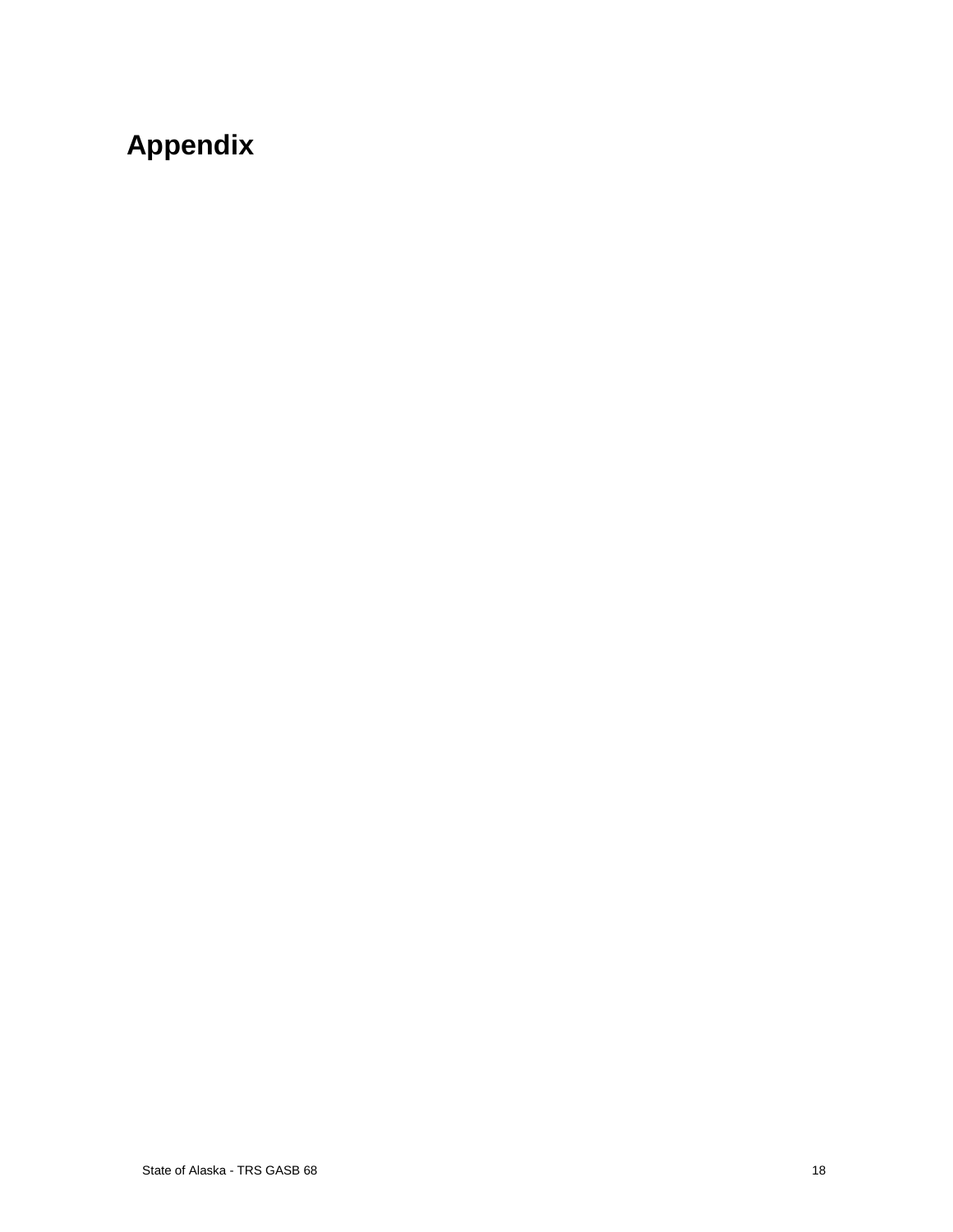# Appendix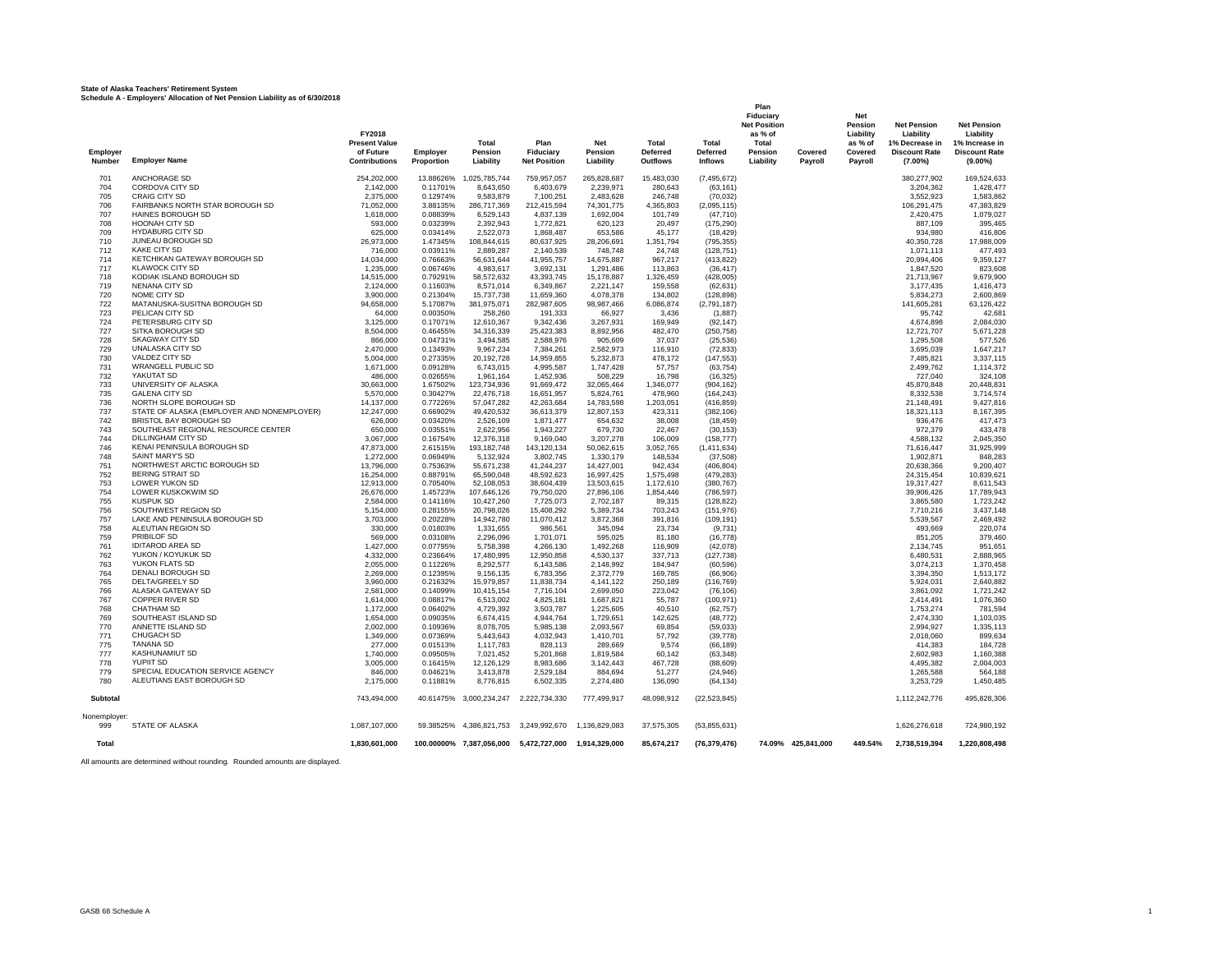**State of Alaska Teachers' Retirement System**
**Schedule A - Employers' Allocation of Net Pension Liability as of 6/30/2018**

| Employer Number | Employer Name | FY2018 Present Value of Future Contributions | Employer Proportion | Total Pension Liability | Plan Fiduciary Net Position | Net Pension Liability | Total Deferred Outflows | Total Deferred Inflows | Plan Fiduciary Net Position as % of Total Pension Liability | Covered Payroll | Net Pension Liability as % of Covered Payroll | Net Pension Liability 1% Decrease in Discount Rate (7.00%) | Net Pension Liability 1% Increase in Discount Rate (9.00%) |
|---|---|---|---|---|---|---|---|---|---|---|---|---|---|
| 701 | ANCHORAGE SD | 254,202,000 | 13.88626% | 1,025,785,744 | 759,957,057 | 265,828,687 | 15,483,030 | (7,495,672) | | | | 380,277,902 | 169,524,633 |
| 704 | CORDOVA CITY SD | 2,142,000 | 0.11701% | 8,643,650 | 6,403,679 | 2,239,971 | 280,643 | (63,161) | | | | 3,204,362 | 1,428,477 |
| 705 | CRAIG CITY SD | 2,375,000 | 0.12974% | 9,583,879 | 7,100,251 | 2,483,628 | 246,748 | (70,032) | | | | 3,552,923 | 1,583,862 |
| 706 | FAIRBANKS NORTH STAR BOROUGH SD | 71,052,000 | 3.88135% | 286,717,369 | 212,415,594 | 74,301,775 | 4,365,803 | (2,095,115) | | | | 106,291,475 | 47,383,829 |
| 707 | HAINES BOROUGH SD | 1,618,000 | 0.08839% | 6,529,143 | 4,837,139 | 1,692,004 | 101,749 | (47,710) | | | | 2,420,475 | 1,079,027 |
| 708 | HOONAH CITY SD | 593,000 | 0.03239% | 2,392,943 | 1,772,821 | 620,123 | 20,497 | (175,290) | | | | 887,109 | 395,465 |
| 709 | HYDABURG CITY SD | 625,000 | 0.03414% | 2,522,073 | 1,868,487 | 653,586 | 45,177 | (18,429) | | | | 934,980 | 416,806 |
| 710 | JUNEAU BOROUGH SD | 26,973,000 | 1.47345% | 108,844,615 | 80,637,925 | 28,206,691 | 1,351,794 | (795,355) | | | | 40,350,728 | 17,988,009 |
| 712 | KAKE CITY SD | 716,000 | 0.03911% | 2,889,287 | 2,140,539 | 748,748 | 24,748 | (128,751) | | | | 1,071,113 | 477,493 |
| 714 | KETCHIKAN GATEWAY BOROUGH SD | 14,034,000 | 0.76663% | 56,631,644 | 41,955,757 | 14,675,887 | 967,217 | (413,822) | | | | 20,994,406 | 9,359,127 |
| 717 | KLAWOCK CITY SD | 1,235,000 | 0.06746% | 4,983,617 | 3,692,131 | 1,291,486 | 113,863 | (36,417) | | | | 1,847,520 | 823,608 |
| 718 | KODIAK ISLAND BOROUGH SD | 14,515,000 | 0.79291% | 58,572,632 | 43,393,745 | 15,178,887 | 1,326,459 | (428,005) | | | | 21,713,967 | 9,679,900 |
| 719 | NENANA CITY SD | 2,124,000 | 0.11603% | 8,571,014 | 6,349,867 | 2,221,147 | 159,558 | (62,631) | | | | 3,177,435 | 1,416,473 |
| 720 | NOME CITY SD | 3,900,000 | 0.21304% | 15,737,738 | 11,659,360 | 4,078,378 | 134,802 | (128,898) | | | | 5,834,273 | 2,600,869 |
| 722 | MATANUSKA-SUSITNA BOROUGH SD | 94,658,000 | 5.17087% | 381,975,071 | 282,987,605 | 98,987,466 | 6,086,874 | (2,791,187) | | | | 141,605,281 | 63,126,422 |
| 723 | PELICAN CITY SD | 64,000 | 0.00350% | 258,260 | 191,333 | 66,927 | 3,436 | (1,887) | | | | 95,742 | 42,681 |
| 724 | PETERSBURG CITY SD | 3,125,000 | 0.17071% | 12,610,367 | 9,342,436 | 3,267,931 | 169,949 | (92,147) | | | | 4,674,898 | 2,084,030 |
| 727 | SITKA BOROUGH SD | 8,504,000 | 0.46455% | 34,316,339 | 25,423,383 | 8,892,956 | 482,470 | (250,758) | | | | 12,721,707 | 5,671,228 |
| 728 | SKAGWAY CITY SD | 866,000 | 0.04731% | 3,494,585 | 2,588,976 | 905,609 | 37,037 | (25,536) | | | | 1,295,508 | 577,526 |
| 729 | UNALASKA CITY SD | 2,470,000 | 0.13493% | 9,967,234 | 7,384,261 | 2,582,973 | 116,910 | (72,833) | | | | 3,695,039 | 1,647,217 |
| 730 | VALDEZ CITY SD | 5,004,000 | 0.27335% | 20,192,728 | 14,959,855 | 5,232,873 | 478,172 | (147,553) | | | | 7,485,821 | 3,337,115 |
| 731 | WRANGELL PUBLIC SD | 1,671,000 | 0.09128% | 6,743,015 | 4,995,587 | 1,747,428 | 57,757 | (63,754) | | | | 2,499,762 | 1,114,372 |
| 732 | YAKUTAT SD | 486,000 | 0.02655% | 1,961,164 | 1,452,936 | 508,229 | 16,798 | (16,325) | | | | 727,040 | 324,108 |
| 733 | UNIVERSITY OF ALASKA | 30,663,000 | 1.67502% | 123,734,936 | 91,669,472 | 32,065,464 | 1,346,077 | (904,162) | | | | 45,870,848 | 20,448,831 |
| 735 | GALENA CITY SD | 5,570,000 | 0.30427% | 22,476,718 | 16,651,957 | 5,824,761 | 478,960 | (164,243) | | | | 8,332,538 | 3,714,574 |
| 736 | NORTH SLOPE BOROUGH SD | 14,137,000 | 0.77226% | 57,047,282 | 42,263,684 | 14,783,598 | 1,203,051 | (416,859) | | | | 21,148,491 | 9,427,816 |
| 737 | STATE OF ALASKA (EMPLOYER AND NONEMPLOYER) | 12,247,000 | 0.66902% | 49,420,532 | 36,613,379 | 12,807,153 | 423,311 | (382,106) | | | | 18,321,113 | 8,167,395 |
| 742 | BRISTOL BAY BOROUGH SD | 626,000 | 0.03420% | 2,526,109 | 1,871,477 | 654,632 | 38,008 | (18,459) | | | | 936,476 | 417,473 |
| 743 | SOUTHEAST REGIONAL RESOURCE CENTER | 650,000 | 0.03551% | 2,622,956 | 1,943,227 | 679,730 | 22,467 | (30,153) | | | | 972,379 | 433,478 |
| 744 | DILLINGHAM CITY SD | 3,067,000 | 0.16754% | 12,376,318 | 9,169,040 | 3,207,278 | 106,009 | (158,777) | | | | 4,588,132 | 2,045,350 |
| 746 | KENAI PENINSULA BOROUGH SD | 47,873,000 | 2.61515% | 193,182,748 | 143,120,134 | 50,062,615 | 3,052,765 | (1,411,634) | | | | 71,616,447 | 31,925,999 |
| 748 | SAINT MARY'S SD | 1,272,000 | 0.06949% | 5,132,924 | 3,802,745 | 1,330,179 | 148,534 | (37,508) | | | | 1,902,871 | 848,283 |
| 751 | NORTHWEST ARCTIC BOROUGH SD | 13,796,000 | 0.75363% | 55,671,238 | 41,244,237 | 14,427,001 | 942,434 | (406,804) | | | | 20,638,366 | 9,200,407 |
| 752 | BERING STRAIT SD | 16,254,000 | 0.88791% | 65,590,048 | 48,592,623 | 16,997,425 | 1,575,498 | (479,283) | | | | 24,315,454 | 10,839,621 |
| 753 | LOWER YUKON SD | 12,913,000 | 0.70540% | 52,108,053 | 38,604,439 | 13,503,615 | 1,172,610 | (380,767) | | | | 19,317,427 | 8,611,543 |
| 754 | LOWER KUSKOKWIM SD | 26,676,000 | 1.45723% | 107,646,126 | 79,750,020 | 27,896,106 | 1,854,446 | (786,597) | | | | 39,906,426 | 17,789,943 |
| 755 | KUSPUK SD | 2,584,000 | 0.14116% | 10,427,260 | 7,725,073 | 2,702,187 | 89,315 | (128,822) | | | | 3,865,580 | 1,723,242 |
| 756 | SOUTHWEST REGION SD | 5,154,000 | 0.28155% | 20,798,026 | 15,408,292 | 5,389,734 | 703,243 | (151,976) | | | | 7,710,216 | 3,437,148 |
| 757 | LAKE AND PENINSULA BOROUGH SD | 3,703,000 | 0.20228% | 14,942,780 | 11,070,412 | 3,872,368 | 391,816 | (109,191) | | | | 5,539,567 | 2,469,492 |
| 758 | ALEUTIAN REGION SD | 330,000 | 0.01803% | 1,331,655 | 986,561 | 345,094 | 23,734 | (9,731) | | | | 493,669 | 220,074 |
| 759 | PRIBILOF SD | 569,000 | 0.03108% | 2,296,096 | 1,701,071 | 595,025 | 81,180 | (16,778) | | | | 851,205 | 379,460 |
| 761 | IDITAROD AREA SD | 1,427,000 | 0.07795% | 5,758,398 | 4,266,130 | 1,492,268 | 116,909 | (42,078) | | | | 2,134,745 | 951,651 |
| 762 | YUKON / KOYUKUK SD | 4,332,000 | 0.23664% | 17,480,995 | 12,950,858 | 4,530,137 | 337,713 | (127,738) | | | | 6,480,531 | 2,888,965 |
| 763 | YUKON FLATS SD | 2,055,000 | 0.11226% | 8,292,577 | 6,143,586 | 2,148,992 | 184,947 | (60,596) | | | | 3,074,213 | 1,370,458 |
| 764 | DENALI BOROUGH SD | 2,269,000 | 0.12395% | 9,156,135 | 6,783,356 | 2,372,779 | 169,785 | (66,906) | | | | 3,394,350 | 1,513,172 |
| 765 | DELTA/GREELY SD | 3,960,000 | 0.21632% | 15,979,857 | 11,838,734 | 4,141,122 | 250,189 | (116,769) | | | | 5,924,031 | 2,640,882 |
| 766 | ALASKA GATEWAY SD | 2,581,000 | 0.14099% | 10,415,154 | 7,716,104 | 2,699,050 | 223,042 | (76,106) | | | | 3,861,092 | 1,721,242 |
| 767 | COPPER RIVER SD | 1,614,000 | 0.08817% | 6,513,002 | 4,825,181 | 1,687,821 | 55,787 | (100,971) | | | | 2,414,491 | 1,076,360 |
| 768 | CHATHAM SD | 1,172,000 | 0.06402% | 4,729,392 | 3,503,787 | 1,225,605 | 40,510 | (62,757) | | | | 1,753,274 | 781,594 |
| 769 | SOUTHEAST ISLAND SD | 1,654,000 | 0.09035% | 6,674,415 | 4,944,764 | 1,729,651 | 142,625 | (48,772) | | | | 2,474,330 | 1,103,035 |
| 770 | ANNETTE ISLAND SD | 2,002,000 | 0.10936% | 8,078,705 | 5,985,138 | 2,093,567 | 69,854 | (59,033) | | | | 2,994,927 | 1,335,113 |
| 771 | CHUGACH SD | 1,349,000 | 0.07369% | 5,443,643 | 4,032,943 | 1,410,701 | 57,792 | (39,778) | | | | 2,018,060 | 899,634 |
| 775 | TANANA SD | 277,000 | 0.01513% | 1,117,783 | 828,113 | 289,669 | 9,574 | (66,189) | | | | 414,383 | 184,728 |
| 777 | KASHUNAMIUT SD | 1,740,000 | 0.09505% | 7,021,452 | 5,201,868 | 1,819,584 | 60,142 | (63,348) | | | | 2,602,983 | 1,160,388 |
| 778 | YUPIIT SD | 3,005,000 | 0.16415% | 12,126,129 | 8,983,686 | 3,142,443 | 467,728 | (88,609) | | | | 4,495,382 | 2,004,003 |
| 779 | SPECIAL EDUCATION SERVICE AGENCY | 846,000 | 0.04621% | 3,413,878 | 2,529,184 | 884,694 | 51,277 | (24,946) | | | | 1,265,588 | 564,188 |
| 780 | ALEUTIANS EAST BOROUGH SD | 2,175,000 | 0.11881% | 8,776,815 | 6,502,335 | 2,274,480 | 136,090 | (64,134) | | | | 3,253,729 | 1,450,485 |
| **Subtotal** | | 743,494,000 | 40.61475% | 3,000,234,247 | 2,222,734,330 | 777,499,917 | 48,098,912 | (22,523,845) | | | | 1,112,242,776 | 495,828,306 |
| Nonemployer: | | | | | | | | | | | | | |
| 999 | STATE OF ALASKA | 1,087,107,000 | 59.38525% | 4,386,821,753 | 3,249,992,670 | 1,136,829,083 | 37,575,305 | (53,855,631) | | | | 1,626,276,618 | 724,980,192 |
| **Total** | | 1,830,601,000 | 100.00000% | 7,387,056,000 | 5,472,727,000 | 1,914,329,000 | 85,674,217 | (76,379,476) | 74.09% | 425,841,000 | 449.54% | 2,738,519,394 | 1,220,808,498 |

All amounts are determined without rounding. Rounded amounts are displayed.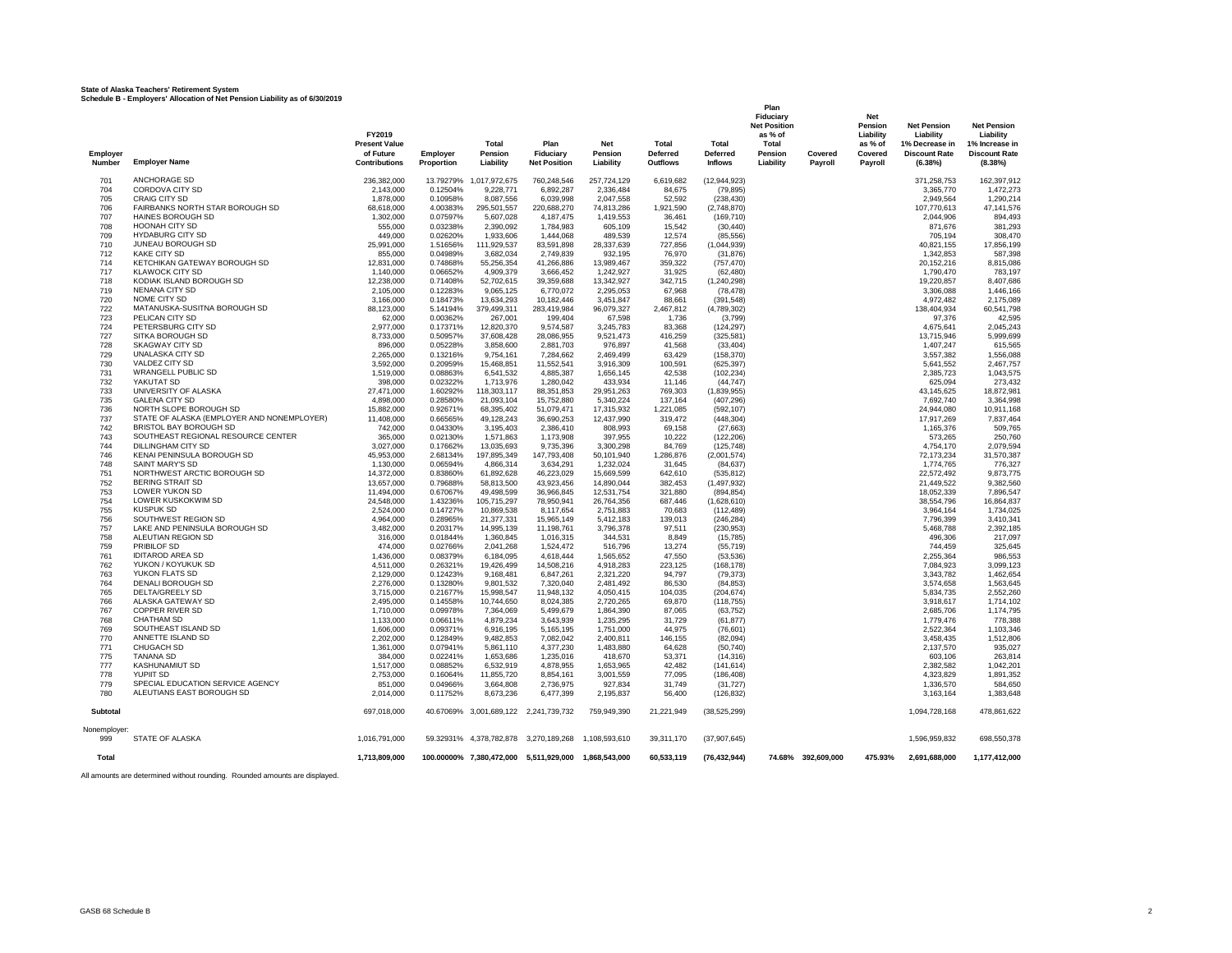**State of Alaska Teachers' Retirement System**
**Schedule B - Employers' Allocation of Net Pension Liability as of 6/30/2019**

| Employer Number | Employer Name | FY2019 Present Value of Future Contributions | Employer Proportion | Total Pension Liability | Plan Fiduciary Net Position | Net Pension Liability | Total Deferred Outflows | Total Deferred Inflows | Plan Fiduciary Net Position as % of Total Pension Liability | Covered Payroll | Net Pension Liability as % of Covered Payroll | Net Pension Liability 1% Decrease in Discount Rate (6.38%) | Net Pension Liability 1% Increase in Discount Rate (8.38%) |
|---|---|---|---|---|---|---|---|---|---|---|---|---|---|
| 701 | ANCHORAGE SD | 236,382,000 | 13.79279% | 1,017,972,675 | 760,248,546 | 257,724,129 | 6,619,682 | (12,944,923) | | | | 371,258,753 | 162,397,912 |
| 704 | CORDOVA CITY SD | 2,143,000 | 0.12504% | 9,228,771 | 6,892,287 | 2,336,484 | 84,675 | (79,895) | | | | 3,365,770 | 1,472,273 |
| 705 | CRAIG CITY SD | 1,878,000 | 0.10958% | 8,087,556 | 6,039,998 | 2,047,558 | 52,592 | (238,430) | | | | 2,949,564 | 1,290,214 |
| 706 | FAIRBANKS NORTH STAR BOROUGH SD | 68,618,000 | 4.00383% | 295,501,557 | 220,688,270 | 74,813,286 | 1,921,590 | (2,748,870) | | | | 107,770,613 | 47,141,576 |
| 707 | HAINES BOROUGH SD | 1,302,000 | 0.07597% | 5,607,028 | 4,187,475 | 1,419,553 | 36,461 | (169,710) | | | | 2,044,906 | 894,493 |
| 708 | HOONAH CITY SD | 555,000 | 0.03238% | 2,390,092 | 1,784,983 | 605,109 | 15,542 | (30,440) | | | | 871,676 | 381,293 |
| 709 | HYDABURG CITY SD | 449,000 | 0.02620% | 1,933,606 | 1,444,068 | 489,539 | 12,574 | (85,556) | | | | 705,194 | 308,470 |
| 710 | JUNEAU BOROUGH SD | 25,991,000 | 1.51656% | 111,929,537 | 83,591,898 | 28,337,639 | 727,856 | (1,044,939) | | | | 40,821,155 | 17,856,199 |
| 712 | KAKE CITY SD | 855,000 | 0.04989% | 3,682,034 | 2,749,839 | 932,195 | 76,970 | (31,876) | | | | 1,342,853 | 587,398 |
| 714 | KETCHIKAN GATEWAY BOROUGH SD | 12,831,000 | 0.74868% | 55,256,354 | 41,266,886 | 13,989,467 | 359,322 | (757,470) | | | | 20,152,216 | 8,815,086 |
| 717 | KLAWOCK CITY SD | 1,140,000 | 0.06652% | 4,909,379 | 3,666,452 | 1,242,927 | 31,925 | (62,480) | | | | 1,790,470 | 783,197 |
| 718 | KODIAK ISLAND BOROUGH SD | 12,238,000 | 0.71408% | 52,702,615 | 39,359,688 | 13,342,927 | 342,715 | (1,240,298) | | | | 19,220,857 | 8,407,686 |
| 719 | NENANA CITY SD | 2,105,000 | 0.12283% | 9,065,125 | 6,770,072 | 2,295,053 | 67,968 | (78,478) | | | | 3,306,088 | 1,446,166 |
| 720 | NOME CITY SD | 3,166,000 | 0.18473% | 13,634,293 | 10,182,446 | 3,451,847 | 88,661 | (391,548) | | | | 4,972,482 | 2,175,089 |
| 722 | MATANUSKA-SUSITNA BOROUGH SD | 88,123,000 | 5.14194% | 379,499,311 | 283,419,984 | 96,079,327 | 2,467,812 | (4,789,302) | | | | 138,404,934 | 60,541,798 |
| 723 | PELICAN CITY SD | 62,000 | 0.00362% | 267,001 | 199,404 | 67,598 | 1,736 | (3,799) | | | | 97,376 | 42,595 |
| 724 | PETERSBURG CITY SD | 2,977,000 | 0.17371% | 12,820,370 | 9,574,587 | 3,245,783 | 83,368 | (124,297) | | | | 4,675,641 | 2,045,243 |
| 727 | SITKA BOROUGH SD | 8,733,000 | 0.50957% | 37,608,428 | 28,086,955 | 9,521,473 | 416,259 | (325,581) | | | | 13,715,946 | 5,999,699 |
| 728 | SKAGWAY CITY SD | 896,000 | 0.05228% | 3,858,600 | 2,881,703 | 976,897 | 41,568 | (33,404) | | | | 1,407,247 | 615,565 |
| 729 | UNALASKA CITY SD | 2,265,000 | 0.13216% | 9,754,161 | 7,284,662 | 2,469,499 | 63,429 | (158,370) | | | | 3,557,382 | 1,556,088 |
| 730 | VALDEZ CITY SD | 3,592,000 | 0.20959% | 15,468,851 | 11,552,541 | 3,916,309 | 100,591 | (625,397) | | | | 5,641,552 | 2,467,757 |
| 731 | WRANGELL PUBLIC SD | 1,519,000 | 0.08863% | 6,541,532 | 4,885,387 | 1,656,145 | 42,538 | (102,234) | | | | 2,385,723 | 1,043,575 |
| 732 | YAKUTAT SD | 398,000 | 0.02322% | 1,713,976 | 1,280,042 | 433,934 | 11,146 | (44,747) | | | | 625,094 | 273,432 |
| 733 | UNIVERSITY OF ALASKA | 27,471,000 | 1.60292% | 118,303,117 | 88,351,853 | 29,951,263 | 769,303 | (1,839,955) | | | | 43,145,625 | 18,872,981 |
| 735 | GALENA CITY SD | 4,898,000 | 0.28580% | 21,093,104 | 15,752,880 | 5,340,224 | 137,164 | (407,296) | | | | 7,692,740 | 3,364,998 |
| 736 | NORTH SLOPE BOROUGH SD | 15,882,000 | 0.92671% | 68,395,402 | 51,079,471 | 17,315,932 | 1,221,085 | (592,107) | | | | 24,944,080 | 10,911,168 |
| 737 | STATE OF ALASKA (EMPLOYER AND NONEMPLOYER) | 11,408,000 | 0.66565% | 49,128,243 | 36,690,253 | 12,437,990 | 319,472 | (448,304) | | | | 17,917,269 | 7,837,464 |
| 742 | BRISTOL BAY BOROUGH SD | 742,000 | 0.04330% | 3,195,403 | 2,386,410 | 808,993 | 69,158 | (27,663) | | | | 1,165,376 | 509,765 |
| 743 | SOUTHEAST REGIONAL RESOURCE CENTER | 365,000 | 0.02130% | 1,571,863 | 1,173,908 | 397,955 | 10,222 | (122,206) | | | | 573,265 | 250,760 |
| 744 | DILLINGHAM CITY SD | 3,027,000 | 0.17662% | 13,035,693 | 9,735,396 | 3,300,298 | 84,769 | (125,748) | | | | 4,754,170 | 2,079,594 |
| 746 | KENAI PENINSULA BOROUGH SD | 45,953,000 | 2.68134% | 197,895,349 | 147,793,408 | 50,101,940 | 1,286,876 | (2,001,574) | | | | 72,173,234 | 31,570,387 |
| 748 | SAINT MARY'S SD | 1,130,000 | 0.06594% | 4,866,314 | 3,634,291 | 1,232,024 | 31,645 | (84,637) | | | | 1,774,765 | 776,327 |
| 751 | NORTHWEST ARCTIC BOROUGH SD | 14,372,000 | 0.83860% | 61,892,628 | 46,223,029 | 15,669,599 | 642,610 | (535,812) | | | | 22,572,492 | 9,873,775 |
| 752 | BERING STRAIT SD | 13,657,000 | 0.79688% | 58,813,500 | 43,923,456 | 14,890,044 | 382,453 | (1,497,932) | | | | 21,449,522 | 9,382,560 |
| 753 | LOWER YUKON SD | 11,494,000 | 0.67067% | 49,498,599 | 36,966,845 | 12,531,754 | 321,880 | (894,854) | | | | 18,052,339 | 7,896,547 |
| 754 | LOWER KUSKOKWIM SD | 24,548,000 | 1.43236% | 105,715,297 | 78,950,941 | 26,764,356 | 687,446 | (1,628,610) | | | | 38,554,796 | 16,864,837 |
| 755 | KUSPUK SD | 2,524,000 | 0.14727% | 10,869,538 | 8,117,654 | 2,751,883 | 70,683 | (112,489) | | | | 3,964,164 | 1,734,025 |
| 756 | SOUTHWEST REGION SD | 4,964,000 | 0.28965% | 21,377,331 | 15,965,149 | 5,412,183 | 139,013 | (246,284) | | | | 7,796,399 | 3,410,341 |
| 757 | LAKE AND PENINSULA BOROUGH SD | 3,482,000 | 0.20317% | 14,995,139 | 11,198,761 | 3,796,378 | 97,511 | (230,953) | | | | 5,468,788 | 2,392,185 |
| 758 | ALEUTIAN REGION SD | 316,000 | 0.01844% | 1,360,845 | 1,016,315 | 344,531 | 8,849 | (15,785) | | | | 496,306 | 217,097 |
| 759 | PRIBILOF SD | 474,000 | 0.02766% | 2,041,268 | 1,524,472 | 516,796 | 13,274 | (55,719) | | | | 744,459 | 325,645 |
| 761 | IDITAROD AREA SD | 1,436,000 | 0.08379% | 6,184,095 | 4,618,444 | 1,565,652 | 47,550 | (53,536) | | | | 2,255,364 | 986,553 |
| 762 | YUKON / KOYUKUK SD | 4,511,000 | 0.26321% | 19,426,499 | 14,508,216 | 4,918,283 | 223,125 | (168,178) | | | | 7,084,923 | 3,099,123 |
| 763 | YUKON FLATS SD | 2,129,000 | 0.12423% | 9,168,481 | 6,847,261 | 2,321,220 | 94,797 | (79,373) | | | | 3,343,782 | 1,462,654 |
| 764 | DENALI BOROUGH SD | 2,276,000 | 0.13280% | 9,801,532 | 7,320,040 | 2,481,492 | 86,530 | (84,853) | | | | 3,574,658 | 1,563,645 |
| 765 | DELTA/GREELY SD | 3,715,000 | 0.21677% | 15,998,547 | 11,948,132 | 4,050,415 | 104,035 | (204,674) | | | | 5,834,735 | 2,552,260 |
| 766 | ALASKA GATEWAY SD | 2,495,000 | 0.14558% | 10,744,650 | 8,024,385 | 2,720,265 | 69,870 | (118,755) | | | | 3,918,617 | 1,714,102 |
| 767 | COPPER RIVER SD | 1,710,000 | 0.09978% | 7,364,069 | 5,499,679 | 1,864,390 | 87,065 | (63,752) | | | | 2,685,706 | 1,174,795 |
| 768 | CHATHAM SD | 1,133,000 | 0.06611% | 4,879,234 | 3,643,939 | 1,235,295 | 31,729 | (61,877) | | | | 1,779,476 | 778,388 |
| 769 | SOUTHEAST ISLAND SD | 1,606,000 | 0.09371% | 6,916,195 | 5,165,195 | 1,751,000 | 44,975 | (76,601) | | | | 2,522,364 | 1,103,346 |
| 770 | ANNETTE ISLAND SD | 2,202,000 | 0.12849% | 9,482,853 | 7,082,042 | 2,400,811 | 146,155 | (82,094) | | | | 3,458,435 | 1,512,806 |
| 771 | CHUGACH SD | 1,361,000 | 0.07941% | 5,861,110 | 4,377,230 | 1,483,880 | 64,628 | (50,740) | | | | 2,137,570 | 935,027 |
| 775 | TANANA SD | 384,000 | 0.02241% | 1,653,686 | 1,235,016 | 418,670 | 53,371 | (14,316) | | | | 603,106 | 263,814 |
| 777 | KASHUNAMIUT SD | 1,517,000 | 0.08852% | 6,532,919 | 4,878,955 | 1,653,965 | 42,482 | (141,614) | | | | 2,382,582 | 1,042,201 |
| 778 | YUPIIT SD | 2,753,000 | 0.16064% | 11,855,720 | 8,854,161 | 3,001,559 | 77,095 | (186,408) | | | | 4,323,829 | 1,891,352 |
| 779 | SPECIAL EDUCATION SERVICE AGENCY | 851,000 | 0.04966% | 3,664,808 | 2,736,975 | 927,834 | 31,749 | (31,727) | | | | 1,336,570 | 584,650 |
| 780 | ALEUTIANS EAST BOROUGH SD | 2,014,000 | 0.11752% | 8,673,236 | 6,477,399 | 2,195,837 | 56,400 | (126,832) | | | | 3,163,164 | 1,383,648 |
| **Subtotal** | | 697,018,000 | 40.67069% | 3,001,689,122 | 2,241,739,732 | 759,949,390 | 21,221,949 | (38,525,299) | | | | 1,094,728,168 | 478,861,622 |
| Nonemployer: | | | | | | | | | | | | | |
| 999 | STATE OF ALASKA | 1,016,791,000 | 59.32931% | 4,378,782,878 | 3,270,189,268 | 1,108,593,610 | 39,311,170 | (37,907,645) | | | | 1,596,959,832 | 698,550,378 |
| **Total** | | 1,713,809,000 | 100.00000% | 7,380,472,000 | 5,511,929,000 | 1,868,543,000 | 60,533,119 | (76,432,944) | 74.68% | 392,609,000 | 475.93% | 2,691,688,000 | 1,177,412,000 |

All amounts are determined without rounding. Rounded amounts are displayed.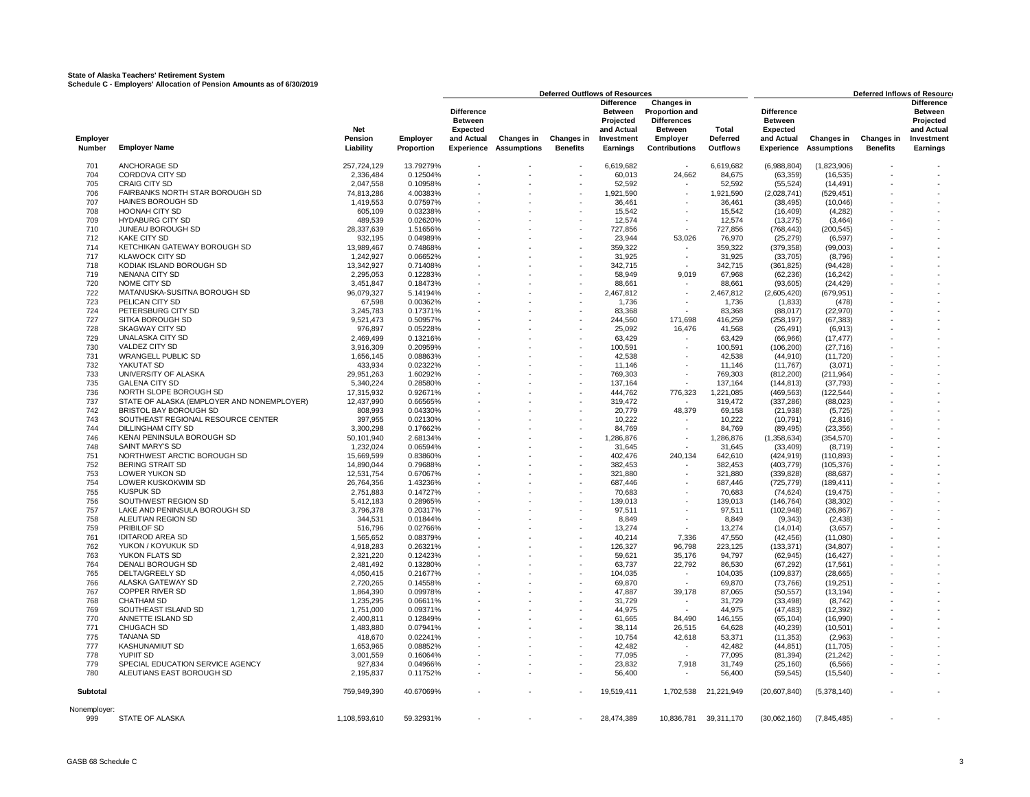**State of Alaska Teachers' Retirement System**
**Schedule C - Employers' Allocation of Pension Amounts as of 6/30/2019**

| | | | | Deferred Outflows of Resources | | | | | | Deferred Inflows of Resources | | | |
|---|---|---|---|---|---|---|---|---|---|---|---|---|---|
| Employer Number | Employer Name | Net Pension Liability | Employer Proportion | Difference Between Expected and Actual Experience | Changes in Assumptions | Changes in Benefits | Difference Between Projected and Actual Investment Earnings | Changes in Proportion and Differences Between Employer Contributions | Total Deferred Outflows | Difference Between Expected and Actual Experience | Changes in Assumptions | Changes in Benefits | Difference Between Projected and Actual Investment Earnings |
| 701 | ANCHORAGE SD | 257,724,129 | 13.79279% | - | - | - | 6,619,682 | - | 6,619,682 | (6,988,804) | (1,823,906) | - | - |
| 704 | CORDOVA CITY SD | 2,336,484 | 0.12504% | - | - | - | 60,013 | 24,662 | 84,675 | (63,359) | (16,535) | - | - |
| 705 | CRAIG CITY SD | 2,047,558 | 0.10958% | - | - | - | 52,592 | - | 52,592 | (55,524) | (14,491) | - | - |
| 706 | FAIRBANKS NORTH STAR BOROUGH SD | 74,813,286 | 4.00383% | - | - | - | 1,921,590 | - | 1,921,590 | (2,028,741) | (529,451) | - | - |
| 707 | HAINES BOROUGH SD | 1,419,553 | 0.07597% | - | - | - | 36,461 | - | 36,461 | (38,495) | (10,046) | - | - |
| 708 | HOONAH CITY SD | 605,109 | 0.03238% | - | - | - | 15,542 | - | 15,542 | (16,409) | (4,282) | - | - |
| 709 | HYDABURG CITY SD | 489,539 | 0.02620% | - | - | - | 12,574 | - | 12,574 | (13,275) | (3,464) | - | - |
| 710 | JUNEAU BOROUGH SD | 28,337,639 | 1.51656% | - | - | - | 727,856 | - | 727,856 | (768,443) | (200,545) | - | - |
| 712 | KAKE CITY SD | 932,195 | 0.04989% | - | - | - | 23,944 | 53,026 | 76,970 | (25,279) | (6,597) | - | - |
| 714 | KETCHIKAN GATEWAY BOROUGH SD | 13,989,467 | 0.74868% | - | - | - | 359,322 | - | 359,322 | (379,358) | (99,003) | - | - |
| 717 | KLAWOCK CITY SD | 1,242,927 | 0.06652% | - | - | - | 31,925 | - | 31,925 | (33,705) | (8,796) | - | - |
| 718 | KODIAK ISLAND BOROUGH SD | 13,342,927 | 0.71408% | - | - | - | 342,715 | - | 342,715 | (361,825) | (94,428) | - | - |
| 719 | NENANA CITY SD | 2,295,053 | 0.12283% | - | - | - | 58,949 | 9,019 | 67,968 | (62,236) | (16,242) | - | - |
| 720 | NOME CITY SD | 3,451,847 | 0.18473% | - | - | - | 88,661 | - | 88,661 | (93,605) | (24,429) | - | - |
| 722 | MATANUSKA-SUSITNA BOROUGH SD | 96,079,327 | 5.14194% | - | - | - | 2,467,812 | - | 2,467,812 | (2,605,420) | (679,951) | - | - |
| 723 | PELICAN CITY SD | 67,598 | 0.00362% | - | - | - | 1,736 | - | 1,736 | (1,833) | (478) | - | - |
| 724 | PETERSBURG CITY SD | 3,245,783 | 0.17371% | - | - | - | 83,368 | - | 83,368 | (88,017) | (22,970) | - | - |
| 727 | SITKA BOROUGH SD | 9,521,473 | 0.50957% | - | - | - | 244,560 | 171,698 | 416,259 | (258,197) | (67,383) | - | - |
| 728 | SKAGWAY CITY SD | 976,897 | 0.05228% | - | - | - | 25,092 | 16,476 | 41,568 | (26,491) | (6,913) | - | - |
| 729 | UNALASKA CITY SD | 2,469,499 | 0.13216% | - | - | - | 63,429 | - | 63,429 | (66,966) | (17,477) | - | - |
| 730 | VALDEZ CITY SD | 3,916,309 | 0.20959% | - | - | - | 100,591 | - | 100,591 | (106,200) | (27,716) | - | - |
| 731 | WRANGELL PUBLIC SD | 1,656,145 | 0.08863% | - | - | - | 42,538 | - | 42,538 | (44,910) | (11,720) | - | - |
| 732 | YAKUTAT SD | 433,934 | 0.02322% | - | - | - | 11,146 | - | 11,146 | (11,767) | (3,071) | - | - |
| 733 | UNIVERSITY OF ALASKA | 29,951,263 | 1.60292% | - | - | - | 769,303 | - | 769,303 | (812,200) | (211,964) | - | - |
| 735 | GALENA CITY SD | 5,340,224 | 0.28580% | - | - | - | 137,164 | - | 137,164 | (144,813) | (37,793) | - | - |
| 736 | NORTH SLOPE BOROUGH SD | 17,315,932 | 0.92671% | - | - | - | 444,762 | 776,323 | 1,221,085 | (469,563) | (122,544) | - | - |
| 737 | STATE OF ALASKA (EMPLOYER AND NONEMPLOYER) | 12,437,990 | 0.66565% | - | - | - | 319,472 | - | 319,472 | (337,286) | (88,023) | - | - |
| 742 | BRISTOL BAY BOROUGH SD | 808,993 | 0.04330% | - | - | - | 20,779 | 48,379 | 69,158 | (21,938) | (5,725) | - | - |
| 743 | SOUTHEAST REGIONAL RESOURCE CENTER | 397,955 | 0.02130% | - | - | - | 10,222 | - | 10,222 | (10,791) | (2,816) | - | - |
| 744 | DILLINGHAM CITY SD | 3,300,298 | 0.17662% | - | - | - | 84,769 | - | 84,769 | (89,495) | (23,356) | - | - |
| 746 | KENAI PENINSULA BOROUGH SD | 50,101,940 | 2.68134% | - | - | - | 1,286,876 | - | 1,286,876 | (1,358,634) | (354,570) | - | - |
| 748 | SAINT MARY'S SD | 1,232,024 | 0.06594% | - | - | - | 31,645 | - | 31,645 | (33,409) | (8,719) | - | - |
| 751 | NORTHWEST ARCTIC BOROUGH SD | 15,669,599 | 0.83860% | - | - | - | 402,476 | 240,134 | 642,610 | (424,919) | (110,893) | - | - |
| 752 | BERING STRAIT SD | 14,890,044 | 0.79688% | - | - | - | 382,453 | - | 382,453 | (403,779) | (105,376) | - | - |
| 753 | LOWER YUKON SD | 12,531,754 | 0.67067% | - | - | - | 321,880 | - | 321,880 | (339,828) | (88,687) | - | - |
| 754 | LOWER KUSKOKWIM SD | 26,764,356 | 1.43236% | - | - | - | 687,446 | - | 687,446 | (725,779) | (189,411) | - | - |
| 755 | KUSPUK SD | 2,751,883 | 0.14727% | - | - | - | 70,683 | - | 70,683 | (74,624) | (19,475) | - | - |
| 756 | SOUTHWEST REGION SD | 5,412,183 | 0.28965% | - | - | - | 139,013 | - | 139,013 | (146,764) | (38,302) | - | - |
| 757 | LAKE AND PENINSULA BOROUGH SD | 3,796,378 | 0.20317% | - | - | - | 97,511 | - | 97,511 | (102,948) | (26,867) | - | - |
| 758 | ALEUTIAN REGION SD | 344,531 | 0.01844% | - | - | - | 8,849 | - | 8,849 | (9,343) | (2,438) | - | - |
| 759 | PRIBILOF SD | 516,796 | 0.02766% | - | - | - | 13,274 | - | 13,274 | (14,014) | (3,657) | - | - |
| 761 | IDITAROD AREA SD | 1,565,652 | 0.08379% | - | - | - | 40,214 | 7,336 | 47,550 | (42,456) | (11,080) | - | - |
| 762 | YUKON / KOYUKUK SD | 4,918,283 | 0.26321% | - | - | - | 126,327 | 96,798 | 223,125 | (133,371) | (34,807) | - | - |
| 763 | YUKON FLATS SD | 2,321,220 | 0.12423% | - | - | - | 59,621 | 35,176 | 94,797 | (62,945) | (16,427) | - | - |
| 764 | DENALI BOROUGH SD | 2,481,492 | 0.13280% | - | - | - | 63,737 | 22,792 | 86,530 | (67,292) | (17,561) | - | - |
| 765 | DELTA/GREELY SD | 4,050,415 | 0.21677% | - | - | - | 104,035 | - | 104,035 | (109,837) | (28,665) | - | - |
| 766 | ALASKA GATEWAY SD | 2,720,265 | 0.14558% | - | - | - | 69,870 | - | 69,870 | (73,766) | (19,251) | - | - |
| 767 | COPPER RIVER SD | 1,864,390 | 0.09978% | - | - | - | 47,887 | 39,178 | 87,065 | (50,557) | (13,194) | - | - |
| 768 | CHATHAM SD | 1,235,295 | 0.06611% | - | - | - | 31,729 | - | 31,729 | (33,498) | (8,742) | - | - |
| 769 | SOUTHEAST ISLAND SD | 1,751,000 | 0.09371% | - | - | - | 44,975 | - | 44,975 | (47,483) | (12,392) | - | - |
| 770 | ANNETTE ISLAND SD | 2,400,811 | 0.12849% | - | - | - | 61,665 | 84,490 | 146,155 | (65,104) | (16,990) | - | - |
| 771 | CHUGACH SD | 1,483,880 | 0.07941% | - | - | - | 38,114 | 26,515 | 64,628 | (40,239) | (10,501) | - | - |
| 775 | TANANA SD | 418,670 | 0.02241% | - | - | - | 10,754 | 42,618 | 53,371 | (11,353) | (2,963) | - | - |
| 777 | KASHUNAMIUT SD | 1,653,965 | 0.08852% | - | - | - | 42,482 | - | 42,482 | (44,851) | (11,705) | - | - |
| 778 | YUPIIT SD | 3,001,559 | 0.16064% | - | - | - | 77,095 | - | 77,095 | (81,394) | (21,242) | - | - |
| 779 | SPECIAL EDUCATION SERVICE AGENCY | 927,834 | 0.04966% | - | - | - | 23,832 | 7,918 | 31,749 | (25,160) | (6,566) | - | - |
| 780 | ALEUTIANS EAST BOROUGH SD | 2,195,837 | 0.11752% | - | - | - | 56,400 | - | 56,400 | (59,545) | (15,540) | - | - |
| **Subtotal** | | 759,949,390 | 40.67069% | - | - | - | 19,519,411 | 1,702,538 | 21,221,949 | (20,607,840) | (5,378,140) | - | - |
| Nonemployer: | | | | | | | | | | | | | |
| 999 | STATE OF ALASKA | 1,108,593,610 | 59.32931% | - | - | - | 28,474,389 | 10,836,781 | 39,311,170 | (30,062,160) | (7,845,485) | - | - |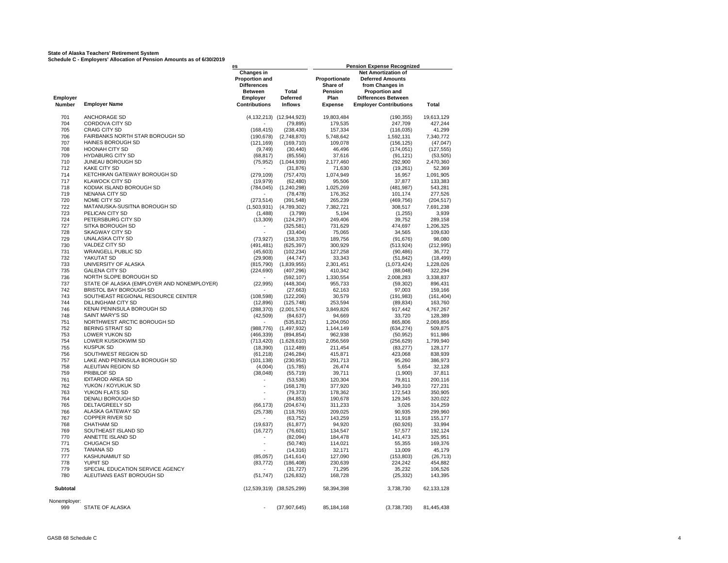**State of Alaska Teachers' Retirement System**
**Schedule C - Employers' Allocation of Pension Amounts as of 6/30/2019**

| | | es | | Pension Expense Recognized | | |
|---|---|---|---|---|---|---|
| Employer Number | Employer Name | Changes in Proportion and Differences Between Employer Contributions | Total Deferred Inflows | Proportionate Share of Pension Plan Expense | Net Amortization of Deferred Amounts from Changes in Proportion and Differences Between Employer Contributions | Total |
| 701 | ANCHORAGE SD | (4,132,213) | (12,944,923) | 19,803,484 | (190,355) | 19,613,129 |
| 704 | CORDOVA CITY SD | - | (79,895) | 179,535 | 247,709 | 427,244 |
| 705 | CRAIG CITY SD | (168,415) | (238,430) | 157,334 | (116,035) | 41,299 |
| 706 | FAIRBANKS NORTH STAR BOROUGH SD | (190,678) | (2,748,870) | 5,748,642 | 1,592,131 | 7,340,772 |
| 707 | HAINES BOROUGH SD | (121,169) | (169,710) | 109,078 | (156,125) | (47,047) |
| 708 | HOONAH CITY SD | (9,749) | (30,440) | 46,496 | (174,051) | (127,555) |
| 709 | HYDABURG CITY SD | (68,817) | (85,556) | 37,616 | (91,121) | (53,505) |
| 710 | JUNEAU BOROUGH SD | (75,952) | (1,044,939) | 2,177,460 | 292,900 | 2,470,360 |
| 712 | KAKE CITY SD | - | (31,876) | 71,630 | (19,261) | 52,369 |
| 714 | KETCHIKAN GATEWAY BOROUGH SD | (279,109) | (757,470) | 1,074,949 | 16,957 | 1,091,905 |
| 717 | KLAWOCK CITY SD | (19,979) | (62,480) | 95,506 | 37,877 | 133,383 |
| 718 | KODIAK ISLAND BOROUGH SD | (784,045) | (1,240,298) | 1,025,269 | (481,987) | 543,281 |
| 719 | NENANA CITY SD | - | (78,478) | 176,352 | 101,174 | 277,526 |
| 720 | NOME CITY SD | (273,514) | (391,548) | 265,239 | (469,756) | (204,517) |
| 722 | MATANUSKA-SUSITNA BOROUGH SD | (1,503,931) | (4,789,302) | 7,382,721 | 308,517 | 7,691,238 |
| 723 | PELICAN CITY SD | (1,488) | (3,799) | 5,194 | (1,255) | 3,939 |
| 724 | PETERSBURG CITY SD | (13,309) | (124,297) | 249,406 | 39,752 | 289,158 |
| 727 | SITKA BOROUGH SD | - | (325,581) | 731,629 | 474,697 | 1,206,325 |
| 728 | SKAGWAY CITY SD | - | (33,404) | 75,065 | 34,565 | 109,630 |
| 729 | UNALASKA CITY SD | (73,927) | (158,370) | 189,756 | (91,676) | 98,080 |
| 730 | VALDEZ CITY SD | (491,481) | (625,397) | 300,929 | (513,924) | (212,995) |
| 731 | WRANGELL PUBLIC SD | (45,603) | (102,234) | 127,258 | (90,486) | 36,772 |
| 732 | YAKUTAT SD | (29,908) | (44,747) | 33,343 | (51,842) | (18,499) |
| 733 | UNIVERSITY OF ALASKA | (815,790) | (1,839,955) | 2,301,451 | (1,073,424) | 1,228,026 |
| 735 | GALENA CITY SD | (224,690) | (407,296) | 410,342 | (88,048) | 322,294 |
| 736 | NORTH SLOPE BOROUGH SD | - | (592,107) | 1,330,554 | 2,008,283 | 3,338,837 |
| 737 | STATE OF ALASKA (EMPLOYER AND NONEMPLOYER) | (22,995) | (448,304) | 955,733 | (59,302) | 896,431 |
| 742 | BRISTOL BAY BOROUGH SD | - | (27,663) | 62,163 | 97,003 | 159,166 |
| 743 | SOUTHEAST REGIONAL RESOURCE CENTER | (108,598) | (122,206) | 30,579 | (191,983) | (161,404) |
| 744 | DILLINGHAM CITY SD | (12,896) | (125,748) | 253,594 | (89,834) | 163,760 |
| 746 | KENAI PENINSULA BOROUGH SD | (288,370) | (2,001,574) | 3,849,826 | 917,442 | 4,767,267 |
| 748 | SAINT MARY'S SD | (42,509) | (84,637) | 94,669 | 33,720 | 128,389 |
| 751 | NORTHWEST ARCTIC BOROUGH SD | - | (535,812) | 1,204,050 | 865,806 | 2,069,856 |
| 752 | BERING STRAIT SD | (988,776) | (1,497,932) | 1,144,149 | (634,274) | 509,875 |
| 753 | LOWER YUKON SD | (466,339) | (894,854) | 962,938 | (50,952) | 911,986 |
| 754 | LOWER KUSKOKWIM SD | (713,420) | (1,628,610) | 2,056,569 | (256,629) | 1,799,940 |
| 755 | KUSPUK SD | (18,390) | (112,489) | 211,454 | (83,277) | 128,177 |
| 756 | SOUTHWEST REGION SD | (61,218) | (246,284) | 415,871 | 423,068 | 838,939 |
| 757 | LAKE AND PENINSULA BOROUGH SD | (101,138) | (230,953) | 291,713 | 95,260 | 386,973 |
| 758 | ALEUTIAN REGION SD | (4,004) | (15,785) | 26,474 | 5,654 | 32,128 |
| 759 | PRIBILOF SD | (38,048) | (55,719) | 39,711 | (1,900) | 37,811 |
| 761 | IDITAROD AREA SD | - | (53,536) | 120,304 | 79,811 | 200,116 |
| 762 | YUKON / KOYUKUK SD | - | (168,178) | 377,920 | 349,310 | 727,231 |
| 763 | YUKON FLATS SD | - | (79,373) | 178,362 | 172,543 | 350,905 |
| 764 | DENALI BOROUGH SD | - | (84,853) | 190,678 | 129,345 | 320,022 |
| 765 | DELTA/GREELY SD | (66,173) | (204,674) | 311,233 | 3,026 | 314,259 |
| 766 | ALASKA GATEWAY SD | (25,738) | (118,755) | 209,025 | 90,935 | 299,960 |
| 767 | COPPER RIVER SD | - | (63,752) | 143,259 | 11,918 | 155,177 |
| 768 | CHATHAM SD | (19,637) | (61,877) | 94,920 | (60,926) | 33,994 |
| 769 | SOUTHEAST ISLAND SD | (16,727) | (76,601) | 134,547 | 57,577 | 192,124 |
| 770 | ANNETTE ISLAND SD | - | (82,094) | 184,478 | 141,473 | 325,951 |
| 771 | CHUGACH SD | - | (50,740) | 114,021 | 55,355 | 169,376 |
| 775 | TANANA SD | - | (14,316) | 32,171 | 13,009 | 45,179 |
| 777 | KASHUNAMIUT SD | (85,057) | (141,614) | 127,090 | (153,803) | (26,713) |
| 778 | YUPIIT SD | (83,772) | (186,408) | 230,639 | 224,242 | 454,882 |
| 779 | SPECIAL EDUCATION SERVICE AGENCY | - | (31,727) | 71,295 | 35,232 | 106,526 |
| 780 | ALEUTIANS EAST BOROUGH SD | (51,747) | (126,832) | 168,728 | (25,332) | 143,395 |
| **Subtotal** | | (12,539,319) | (38,525,299) | 58,394,398 | 3,738,730 | 62,133,128 |
| Nonemployer: | | | | | | |
| 999 | STATE OF ALASKA | - | (37,907,645) | 85,184,168 | (3,738,730) | 81,445,438 |

GASB 68 Schedule C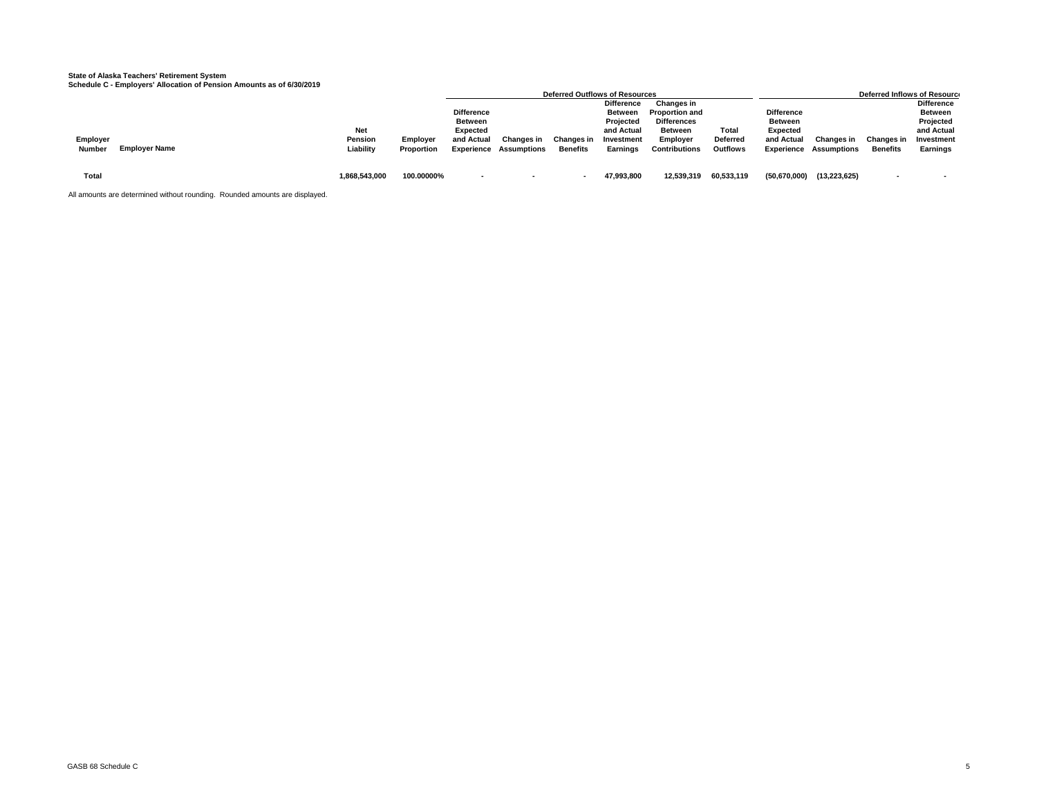**State of Alaska Teachers' Retirement System**
**Schedule C - Employers' Allocation of Pension Amounts as of 6/30/2019**

| | | | | Deferred Outflows of Resources | | | | | | Deferred Inflows of Resource | | | |
|---|---|---|---|---|---|---|---|---|---|---|---|---|---|
| Employer Number | Employer Name | Net Pension Liability | Employer Proportion | Difference Between Expected and Actual Experience | Changes in Assumptions | Changes in Benefits | Difference Between Projected and Actual Investment Earnings | Changes in Proportion and Differences Between Employer Contributions | Total Deferred Outflows | Difference Between Expected and Actual Experience | Changes in Assumptions | Changes in Benefits | Difference Between Projected and Actual Investment Earnings |
| Total | | 1,868,543,000 | 100.00000% | - | - | - | 47,993,800 | 12,539,319 | 60,533,119 | (50,670,000) | (13,223,625) | - | - |

All amounts are determined without rounding. Rounded amounts are displayed.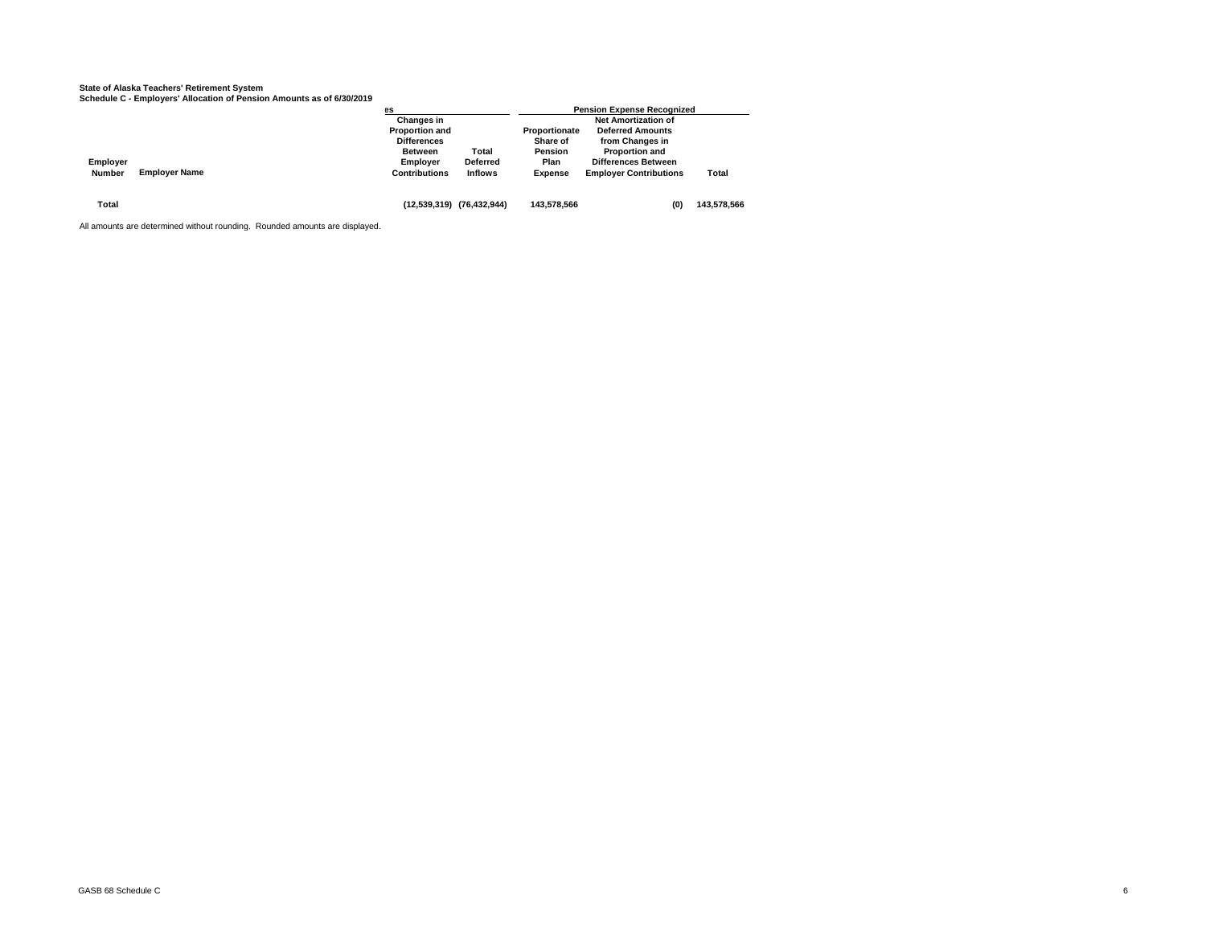**State of Alaska Teachers' Retirement System**
**Schedule C - Employers' Allocation of Pension Amounts as of 6/30/2019**

| | | es | | Pension Expense Recognized | | |
|---|---|---|---|---|---|---|
| Employer Number | Employer Name | Changes in Proportion and Differences Between Employer Contributions | Total Deferred Inflows | Proportionate Share of Pension Plan Expense | Net Amortization of Deferred Amounts from Changes in Proportion and Differences Between Employer Contributions | Total |
| Total | | (12,539,319) | (76,432,944) | 143,578,566 | (0) | 143,578,566 |

All amounts are determined without rounding. Rounded amounts are displayed.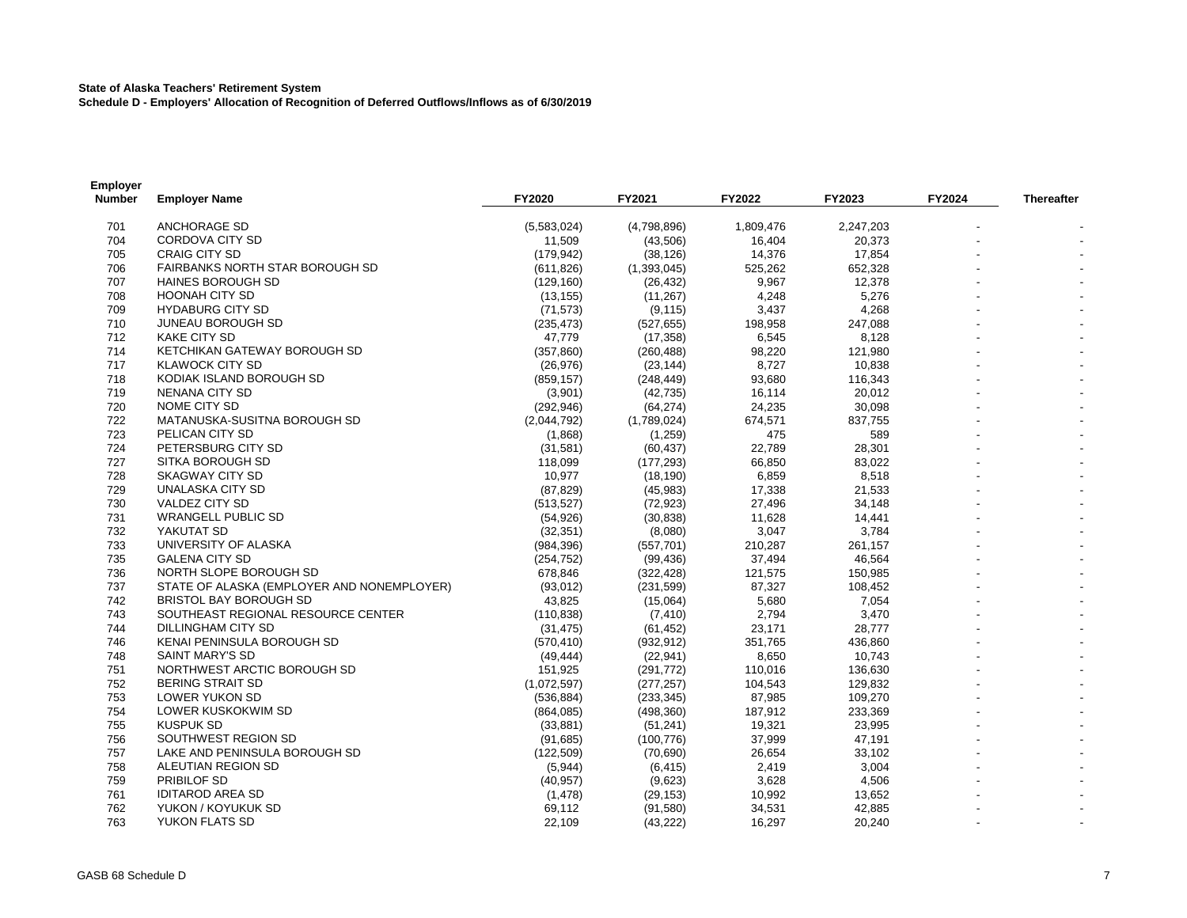**State of Alaska Teachers' Retirement System**
**Schedule D - Employers' Allocation of Recognition of Deferred Outflows/Inflows as of 6/30/2019**

| Employer Number | Employer Name | FY2020 | FY2021 | FY2022 | FY2023 | FY2024 | Thereafter |
|---|---|---|---|---|---|---|---|
| 701 | ANCHORAGE SD | (5,583,024) | (4,798,896) | 1,809,476 | 2,247,203 | - | - |
| 704 | CORDOVA CITY SD | 11,509 | (43,506) | 16,404 | 20,373 | - | - |
| 705 | CRAIG CITY SD | (179,942) | (38,126) | 14,376 | 17,854 | - | - |
| 706 | FAIRBANKS NORTH STAR BOROUGH SD | (611,826) | (1,393,045) | 525,262 | 652,328 | - | - |
| 707 | HAINES BOROUGH SD | (129,160) | (26,432) | 9,967 | 12,378 | - | - |
| 708 | HOONAH CITY SD | (13,155) | (11,267) | 4,248 | 5,276 | - | - |
| 709 | HYDABURG CITY SD | (71,573) | (9,115) | 3,437 | 4,268 | - | - |
| 710 | JUNEAU BOROUGH SD | (235,473) | (527,655) | 198,958 | 247,088 | - | - |
| 712 | KAKE CITY SD | 47,779 | (17,358) | 6,545 | 8,128 | - | - |
| 714 | KETCHIKAN GATEWAY BOROUGH SD | (357,860) | (260,488) | 98,220 | 121,980 | - | - |
| 717 | KLAWOCK CITY SD | (26,976) | (23,144) | 8,727 | 10,838 | - | - |
| 718 | KODIAK ISLAND BOROUGH SD | (859,157) | (248,449) | 93,680 | 116,343 | - | - |
| 719 | NENANA CITY SD | (3,901) | (42,735) | 16,114 | 20,012 | - | - |
| 720 | NOME CITY SD | (292,946) | (64,274) | 24,235 | 30,098 | - | - |
| 722 | MATANUSKA-SUSITNA BOROUGH SD | (2,044,792) | (1,789,024) | 674,571 | 837,755 | - | - |
| 723 | PELICAN CITY SD | (1,868) | (1,259) | 475 | 589 | - | - |
| 724 | PETERSBURG CITY SD | (31,581) | (60,437) | 22,789 | 28,301 | - | - |
| 727 | SITKA BOROUGH SD | 118,099 | (177,293) | 66,850 | 83,022 | - | - |
| 728 | SKAGWAY CITY SD | 10,977 | (18,190) | 6,859 | 8,518 | - | - |
| 729 | UNALASKA CITY SD | (87,829) | (45,983) | 17,338 | 21,533 | - | - |
| 730 | VALDEZ CITY SD | (513,527) | (72,923) | 27,496 | 34,148 | - | - |
| 731 | WRANGELL PUBLIC SD | (54,926) | (30,838) | 11,628 | 14,441 | - | - |
| 732 | YAKUTAT SD | (32,351) | (8,080) | 3,047 | 3,784 | - | - |
| 733 | UNIVERSITY OF ALASKA | (984,396) | (557,701) | 210,287 | 261,157 | - | - |
| 735 | GALENA CITY SD | (254,752) | (99,436) | 37,494 | 46,564 | - | - |
| 736 | NORTH SLOPE BOROUGH SD | 678,846 | (322,428) | 121,575 | 150,985 | - | - |
| 737 | STATE OF ALASKA (EMPLOYER AND NONEMPLOYER) | (93,012) | (231,599) | 87,327 | 108,452 | - | - |
| 742 | BRISTOL BAY BOROUGH SD | 43,825 | (15,064) | 5,680 | 7,054 | - | - |
| 743 | SOUTHEAST REGIONAL RESOURCE CENTER | (110,838) | (7,410) | 2,794 | 3,470 | - | - |
| 744 | DILLINGHAM CITY SD | (31,475) | (61,452) | 23,171 | 28,777 | - | - |
| 746 | KENAI PENINSULA BOROUGH SD | (570,410) | (932,912) | 351,765 | 436,860 | - | - |
| 748 | SAINT MARY'S SD | (49,444) | (22,941) | 8,650 | 10,743 | - | - |
| 751 | NORTHWEST ARCTIC BOROUGH SD | 151,925 | (291,772) | 110,016 | 136,630 | - | - |
| 752 | BERING STRAIT SD | (1,072,597) | (277,257) | 104,543 | 129,832 | - | - |
| 753 | LOWER YUKON SD | (536,884) | (233,345) | 87,985 | 109,270 | - | - |
| 754 | LOWER KUSKOKWIM SD | (864,085) | (498,360) | 187,912 | 233,369 | - | - |
| 755 | KUSPUK SD | (33,881) | (51,241) | 19,321 | 23,995 | - | - |
| 756 | SOUTHWEST REGION SD | (91,685) | (100,776) | 37,999 | 47,191 | - | - |
| 757 | LAKE AND PENINSULA BOROUGH SD | (122,509) | (70,690) | 26,654 | 33,102 | - | - |
| 758 | ALEUTIAN REGION SD | (5,944) | (6,415) | 2,419 | 3,004 | - | - |
| 759 | PRIBILOF SD | (40,957) | (9,623) | 3,628 | 4,506 | - | - |
| 761 | IDITAROD AREA SD | (1,478) | (29,153) | 10,992 | 13,652 | - | - |
| 762 | YUKON / KOYUKUK SD | 69,112 | (91,580) | 34,531 | 42,885 | - | - |
| 763 | YUKON FLATS SD | 22,109 | (43,222) | 16,297 | 20,240 | - | - |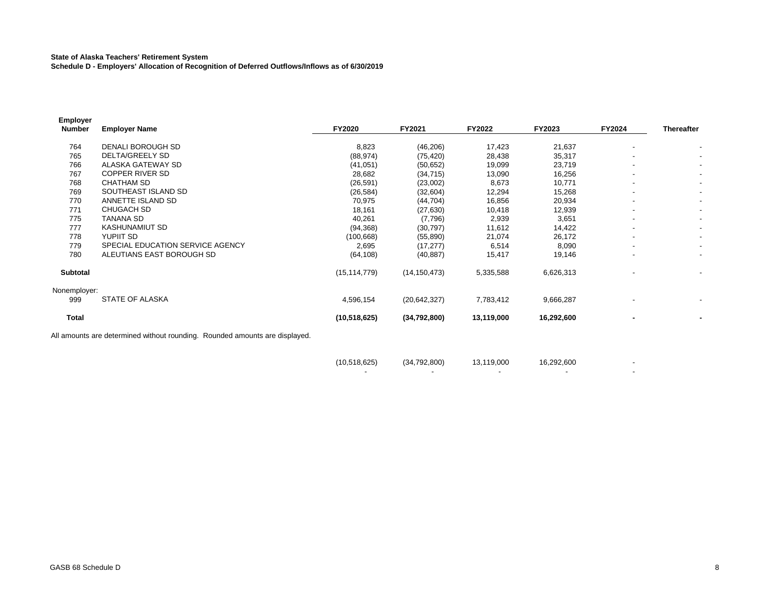**State of Alaska Teachers' Retirement System**
**Schedule D - Employers' Allocation of Recognition of Deferred Outflows/Inflows as of 6/30/2019**

| Employer Number | Employer Name | FY2020 | FY2021 | FY2022 | FY2023 | FY2024 | Thereafter |
|---|---|---|---|---|---|---|---|
| 764 | DENALI BOROUGH SD | 8,823 | (46,206) | 17,423 | 21,637 | - | - |
| 765 | DELTA/GREELY SD | (88,974) | (75,420) | 28,438 | 35,317 | - | - |
| 766 | ALASKA GATEWAY SD | (41,051) | (50,652) | 19,099 | 23,719 | - | - |
| 767 | COPPER RIVER SD | 28,682 | (34,715) | 13,090 | 16,256 | - | - |
| 768 | CHATHAM SD | (26,591) | (23,002) | 8,673 | 10,771 | - | - |
| 769 | SOUTHEAST ISLAND SD | (26,584) | (32,604) | 12,294 | 15,268 | - | - |
| 770 | ANNETTE ISLAND SD | 70,975 | (44,704) | 16,856 | 20,934 | - | - |
| 771 | CHUGACH SD | 18,161 | (27,630) | 10,418 | 12,939 | - | - |
| 775 | TANANA SD | 40,261 | (7,796) | 2,939 | 3,651 | - | - |
| 777 | KASHUNAMIUT SD | (94,368) | (30,797) | 11,612 | 14,422 | - | - |
| 778 | YUPIIT SD | (100,668) | (55,890) | 21,074 | 26,172 | - | - |
| 779 | SPECIAL EDUCATION SERVICE AGENCY | 2,695 | (17,277) | 6,514 | 8,090 | - | - |
| 780 | ALEUTIANS EAST BOROUGH SD | (64,108) | (40,887) | 15,417 | 19,146 | - | - |
| **Subtotal** | | (15,114,779) | (14,150,473) | 5,335,588 | 6,626,313 | - | - |
| Nonemployer: | | | | | | | |
| 999 | STATE OF ALASKA | 4,596,154 | (20,642,327) | 7,783,412 | 9,666,287 | - | - |
| **Total** | | **(10,518,625)** | **(34,792,800)** | **13,119,000** | **16,292,600** | **-** | **-** |

All amounts are determined without rounding. Rounded amounts are displayed.

| | | | | |
|---|---|---|---|---|
| (10,518,625) | (34,792,800) | 13,119,000 | 16,292,600 | - |
| - | - | - | - | - |

GASB 68 Schedule D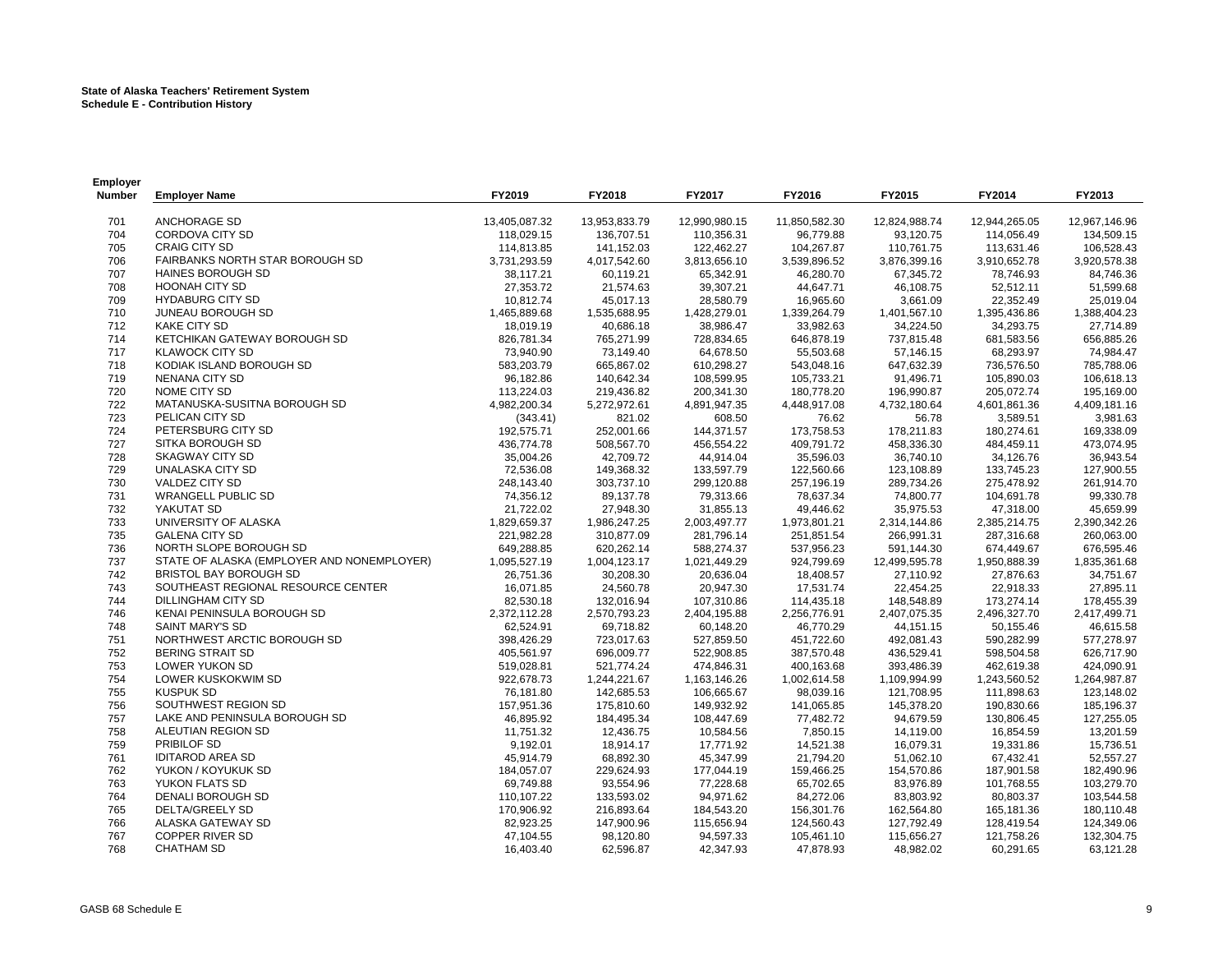**State of Alaska Teachers' Retirement System**
**Schedule E - Contribution History**

| Employer Number | Employer Name | FY2019 | FY2018 | FY2017 | FY2016 | FY2015 | FY2014 | FY2013 |
|---|---|---|---|---|---|---|---|---|
| 701 | ANCHORAGE SD | 13,405,087.32 | 13,953,833.79 | 12,990,980.15 | 11,850,582.30 | 12,824,988.74 | 12,944,265.05 | 12,967,146.96 |
| 704 | CORDOVA CITY SD | 118,029.15 | 136,707.51 | 110,356.31 | 96,779.88 | 93,120.75 | 114,056.49 | 134,509.15 |
| 705 | CRAIG CITY SD | 114,813.85 | 141,152.03 | 122,462.27 | 104,267.87 | 110,761.75 | 113,631.46 | 106,528.43 |
| 706 | FAIRBANKS NORTH STAR BOROUGH SD | 3,731,293.59 | 4,017,542.60 | 3,813,656.10 | 3,539,896.52 | 3,876,399.16 | 3,910,652.78 | 3,920,578.38 |
| 707 | HAINES BOROUGH SD | 38,117.21 | 60,119.21 | 65,342.91 | 46,280.70 | 67,345.72 | 78,746.93 | 84,746.36 |
| 708 | HOONAH CITY SD | 27,353.72 | 21,574.63 | 39,307.21 | 44,647.71 | 46,108.75 | 52,512.11 | 51,599.68 |
| 709 | HYDABURG CITY SD | 10,812.74 | 45,017.13 | 28,580.79 | 16,965.60 | 3,661.09 | 22,352.49 | 25,019.04 |
| 710 | JUNEAU BOROUGH SD | 1,465,889.68 | 1,535,688.95 | 1,428,279.01 | 1,339,264.79 | 1,401,567.10 | 1,395,436.86 | 1,388,404.23 |
| 712 | KAKE CITY SD | 18,019.19 | 40,686.18 | 38,986.47 | 33,982.63 | 34,224.50 | 34,293.75 | 27,714.89 |
| 714 | KETCHIKAN GATEWAY BOROUGH SD | 826,781.34 | 765,271.99 | 728,834.65 | 646,878.19 | 737,815.48 | 681,583.56 | 656,885.26 |
| 717 | KLAWOCK CITY SD | 73,940.90 | 73,149.40 | 64,678.50 | 55,503.68 | 57,146.15 | 68,293.97 | 74,984.47 |
| 718 | KODIAK ISLAND BOROUGH SD | 583,203.79 | 665,867.02 | 610,298.27 | 543,048.16 | 647,632.39 | 736,576.50 | 785,788.06 |
| 719 | NENANA CITY SD | 96,182.86 | 140,642.34 | 108,599.95 | 105,733.21 | 91,496.71 | 105,890.03 | 106,618.13 |
| 720 | NOME CITY SD | 113,224.03 | 219,436.82 | 200,341.30 | 180,778.20 | 196,990.87 | 205,072.74 | 195,169.00 |
| 722 | MATANUSKA-SUSITNA BOROUGH SD | 4,982,200.34 | 5,272,972.61 | 4,891,947.35 | 4,448,917.08 | 4,732,180.64 | 4,601,861.36 | 4,409,181.16 |
| 723 | PELICAN CITY SD | (343.41) | 821.02 | 608.50 | 76.62 | 56.78 | 3,589.51 | 3,981.63 |
| 724 | PETERSBURG CITY SD | 192,575.71 | 252,001.66 | 144,371.57 | 173,758.53 | 178,211.83 | 180,274.61 | 169,338.09 |
| 727 | SITKA BOROUGH SD | 436,774.78 | 508,567.70 | 456,554.22 | 409,791.72 | 458,336.30 | 484,459.11 | 473,074.95 |
| 728 | SKAGWAY CITY SD | 35,004.26 | 42,709.72 | 44,914.04 | 35,596.03 | 36,740.10 | 34,126.76 | 36,943.54 |
| 729 | UNALASKA CITY SD | 72,536.08 | 149,368.32 | 133,597.79 | 122,560.66 | 123,108.89 | 133,745.23 | 127,900.55 |
| 730 | VALDEZ CITY SD | 248,143.40 | 303,737.10 | 299,120.88 | 257,196.19 | 289,734.26 | 275,478.92 | 261,914.70 |
| 731 | WRANGELL PUBLIC SD | 74,356.12 | 89,137.78 | 79,313.66 | 78,637.34 | 74,800.77 | 104,691.78 | 99,330.78 |
| 732 | YAKUTAT SD | 21,722.02 | 27,948.30 | 31,855.13 | 49,446.62 | 35,975.53 | 47,318.00 | 45,659.99 |
| 733 | UNIVERSITY OF ALASKA | 1,829,659.37 | 1,986,247.25 | 2,003,497.77 | 1,973,801.21 | 2,314,144.86 | 2,385,214.75 | 2,390,342.26 |
| 735 | GALENA CITY SD | 221,982.28 | 310,877.09 | 281,796.14 | 251,851.54 | 266,991.31 | 287,316.68 | 260,063.00 |
| 736 | NORTH SLOPE BOROUGH SD | 649,288.85 | 620,262.14 | 588,274.37 | 537,956.23 | 591,144.30 | 674,449.67 | 676,595.46 |
| 737 | STATE OF ALASKA (EMPLOYER AND NONEMPLOYER) | 1,095,527.19 | 1,004,123.17 | 1,021,449.29 | 924,799.69 | 12,499,595.78 | 1,950,888.39 | 1,835,361.68 |
| 742 | BRISTOL BAY BOROUGH SD | 26,751.36 | 30,208.30 | 20,636.04 | 18,408.57 | 27,110.92 | 27,876.63 | 34,751.67 |
| 743 | SOUTHEAST REGIONAL RESOURCE CENTER | 16,071.85 | 24,560.78 | 20,947.30 | 17,531.74 | 22,454.25 | 22,918.33 | 27,895.11 |
| 744 | DILLINGHAM CITY SD | 82,530.18 | 132,016.94 | 107,310.86 | 114,435.18 | 148,548.89 | 173,274.14 | 178,455.39 |
| 746 | KENAI PENINSULA BOROUGH SD | 2,372,112.28 | 2,570,793.23 | 2,404,195.88 | 2,256,776.91 | 2,407,075.35 | 2,496,327.70 | 2,417,499.71 |
| 748 | SAINT MARY'S SD | 62,524.91 | 69,718.82 | 60,148.20 | 46,770.29 | 44,151.15 | 50,155.46 | 46,615.58 |
| 751 | NORTHWEST ARCTIC BOROUGH SD | 398,426.29 | 723,017.63 | 527,859.50 | 451,722.60 | 492,081.43 | 590,282.99 | 577,278.97 |
| 752 | BERING STRAIT SD | 405,561.97 | 696,009.77 | 522,908.85 | 387,570.48 | 436,529.41 | 598,504.58 | 626,717.90 |
| 753 | LOWER YUKON SD | 519,028.81 | 521,774.24 | 474,846.31 | 400,163.68 | 393,486.39 | 462,619.38 | 424,090.91 |
| 754 | LOWER KUSKOKWIM SD | 922,678.73 | 1,244,221.67 | 1,163,146.26 | 1,002,614.58 | 1,109,994.99 | 1,243,560.52 | 1,264,987.87 |
| 755 | KUSPUK SD | 76,181.80 | 142,685.53 | 106,665.67 | 98,039.16 | 121,708.95 | 111,898.63 | 123,148.02 |
| 756 | SOUTHWEST REGION SD | 157,951.36 | 175,810.60 | 149,932.92 | 141,065.85 | 145,378.20 | 190,830.66 | 185,196.37 |
| 757 | LAKE AND PENINSULA BOROUGH SD | 46,895.92 | 184,495.34 | 108,447.69 | 77,482.72 | 94,679.59 | 130,806.45 | 127,255.05 |
| 758 | ALEUTIAN REGION SD | 11,751.32 | 12,436.75 | 10,584.56 | 7,850.15 | 14,119.00 | 16,854.59 | 13,201.59 |
| 759 | PRIBILOF SD | 9,192.01 | 18,914.17 | 17,771.92 | 14,521.38 | 16,079.31 | 19,331.86 | 15,736.51 |
| 761 | IDITAROD AREA SD | 45,914.79 | 68,892.30 | 45,347.99 | 21,794.20 | 51,062.10 | 67,432.41 | 52,557.27 |
| 762 | YUKON / KOYUKUK SD | 184,057.07 | 229,624.93 | 177,044.19 | 159,466.25 | 154,570.86 | 187,901.58 | 182,490.96 |
| 763 | YUKON FLATS SD | 69,749.88 | 93,554.96 | 77,228.68 | 65,702.65 | 83,976.89 | 101,768.55 | 103,279.70 |
| 764 | DENALI BOROUGH SD | 110,107.22 | 133,593.02 | 94,971.62 | 84,272.06 | 83,803.92 | 80,803.37 | 103,544.58 |
| 765 | DELTA/GREELY SD | 170,906.92 | 216,893.64 | 184,543.20 | 156,301.76 | 162,564.80 | 165,181.36 | 180,110.48 |
| 766 | ALASKA GATEWAY SD | 82,923.25 | 147,900.96 | 115,656.94 | 124,560.43 | 127,792.49 | 128,419.54 | 124,349.06 |
| 767 | COPPER RIVER SD | 47,104.55 | 98,120.80 | 94,597.33 | 105,461.10 | 115,656.27 | 121,758.26 | 132,304.75 |
| 768 | CHATHAM SD | 16,403.40 | 62,596.87 | 42,347.93 | 47,878.93 | 48,982.02 | 60,291.65 | 63,121.28 |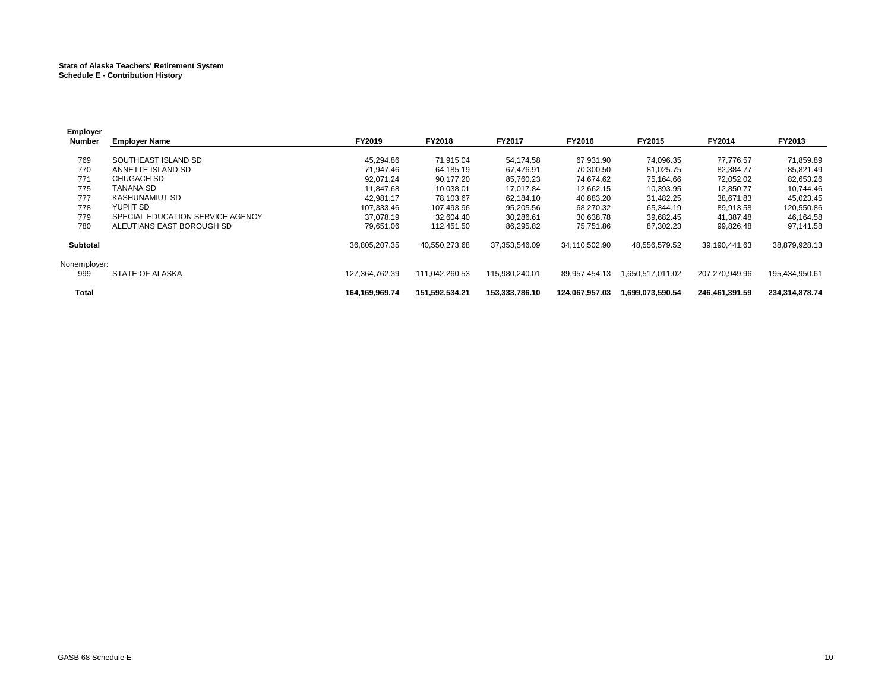**State of Alaska Teachers' Retirement System**
**Schedule E - Contribution History**

| Employer Number | Employer Name | FY2019 | FY2018 | FY2017 | FY2016 | FY2015 | FY2014 | FY2013 |
|---|---|---|---|---|---|---|---|---|
| 769 | SOUTHEAST ISLAND SD | 45,294.86 | 71,915.04 | 54,174.58 | 67,931.90 | 74,096.35 | 77,776.57 | 71,859.89 |
| 770 | ANNETTE ISLAND SD | 71,947.46 | 64,185.19 | 67,476.91 | 70,300.50 | 81,025.75 | 82,384.77 | 85,821.49 |
| 771 | CHUGACH SD | 92,071.24 | 90,177.20 | 85,760.23 | 74,674.62 | 75,164.66 | 72,052.02 | 82,653.26 |
| 775 | TANANA SD | 11,847.68 | 10,038.01 | 17,017.84 | 12,662.15 | 10,393.95 | 12,850.77 | 10,744.46 |
| 777 | KASHUNAMIUT SD | 42,981.17 | 78,103.67 | 62,184.10 | 40,883.20 | 31,482.25 | 38,671.83 | 45,023.45 |
| 778 | YUPIIT SD | 107,333.46 | 107,493.96 | 95,205.56 | 68,270.32 | 65,344.19 | 89,913.58 | 120,550.86 |
| 779 | SPECIAL EDUCATION SERVICE AGENCY | 37,078.19 | 32,604.40 | 30,286.61 | 30,638.78 | 39,682.45 | 41,387.48 | 46,164.58 |
| 780 | ALEUTIANS EAST BOROUGH SD | 79,651.06 | 112,451.50 | 86,295.82 | 75,751.86 | 87,302.23 | 99,826.48 | 97,141.58 |
| **Subtotal** | | 36,805,207.35 | 40,550,273.68 | 37,353,546.09 | 34,110,502.90 | 48,556,579.52 | 39,190,441.63 | 38,879,928.13 |
| Nonemployer: | | | | | | | | |
| 999 | STATE OF ALASKA | 127,364,762.39 | 111,042,260.53 | 115,980,240.01 | 89,957,454.13 | 1,650,517,011.02 | 207,270,949.96 | 195,434,950.61 |
| **Total** | | **164,169,969.74** | **151,592,534.21** | **153,333,786.10** | **124,067,957.03** | **1,699,073,590.54** | **246,461,391.59** | **234,314,878.74** |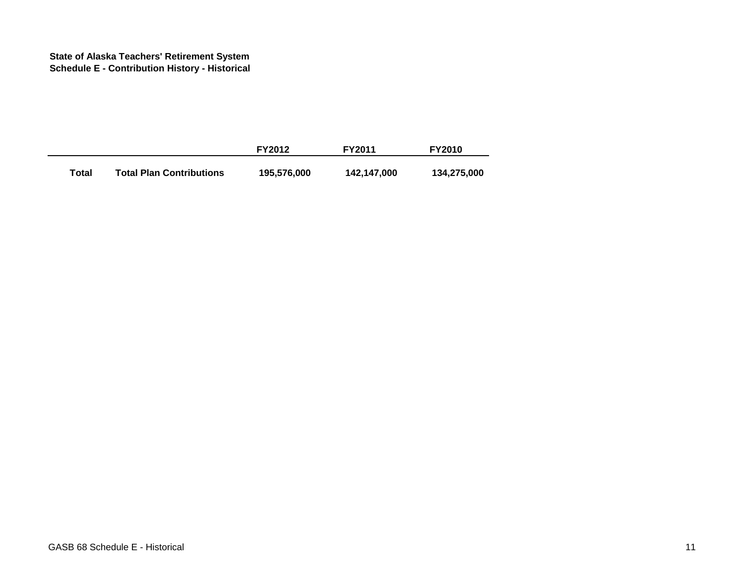**State of Alaska Teachers' Retirement System**
**Schedule E - Contribution History - Historical**

| | | FY2012 | FY2011 | FY2010 |
|---|---|---|---|---|
| **Total** | **Total Plan Contributions** | **195,576,000** | **142,147,000** | **134,275,000** |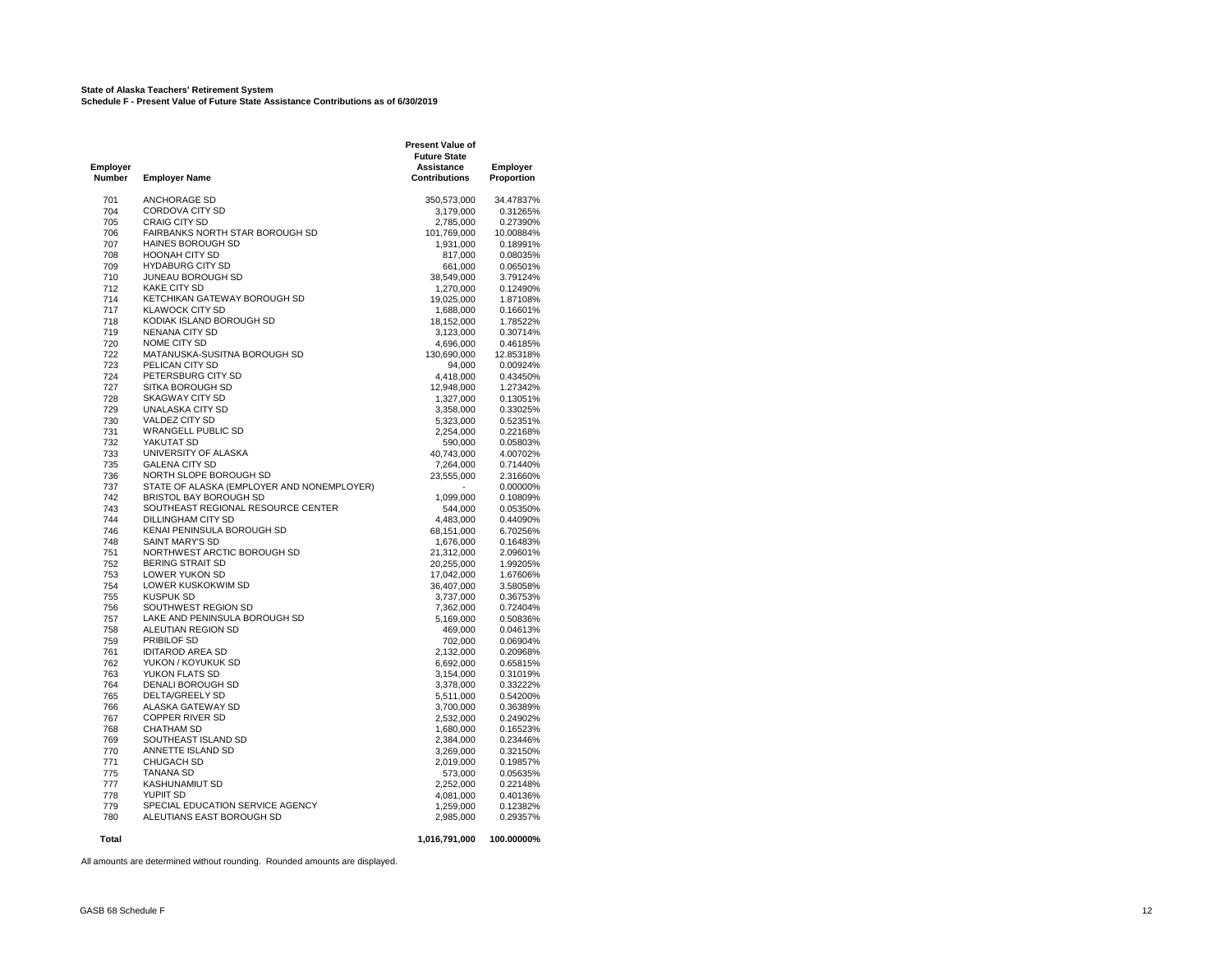**State of Alaska Teachers' Retirement System**
**Schedule F - Present Value of Future State Assistance Contributions as of 6/30/2019**

| Employer Number | Employer Name | Present Value of Future State Assistance Contributions | Employer Proportion |
|---|---|---|---|
| 701 | ANCHORAGE SD | 350,573,000 | 34.47837% |
| 704 | CORDOVA CITY SD | 3,179,000 | 0.31265% |
| 705 | CRAIG CITY SD | 2,785,000 | 0.27390% |
| 706 | FAIRBANKS NORTH STAR BOROUGH SD | 101,769,000 | 10.00884% |
| 707 | HAINES BOROUGH SD | 1,931,000 | 0.18991% |
| 708 | HOONAH CITY SD | 817,000 | 0.08035% |
| 709 | HYDABURG CITY SD | 661,000 | 0.06501% |
| 710 | JUNEAU BOROUGH SD | 38,549,000 | 3.79124% |
| 712 | KAKE CITY SD | 1,270,000 | 0.12490% |
| 714 | KETCHIKAN GATEWAY BOROUGH SD | 19,025,000 | 1.87108% |
| 717 | KLAWOCK CITY SD | 1,688,000 | 0.16601% |
| 718 | KODIAK ISLAND BOROUGH SD | 18,152,000 | 1.78522% |
| 719 | NENANA CITY SD | 3,123,000 | 0.30714% |
| 720 | NOME CITY SD | 4,696,000 | 0.46185% |
| 722 | MATANUSKA-SUSITNA BOROUGH SD | 130,690,000 | 12.85318% |
| 723 | PELICAN CITY SD | 94,000 | 0.00924% |
| 724 | PETERSBURG CITY SD | 4,418,000 | 0.43450% |
| 727 | SITKA BOROUGH SD | 12,948,000 | 1.27342% |
| 728 | SKAGWAY CITY SD | 1,327,000 | 0.13051% |
| 729 | UNALASKA CITY SD | 3,358,000 | 0.33025% |
| 730 | VALDEZ CITY SD | 5,323,000 | 0.52351% |
| 731 | WRANGELL PUBLIC SD | 2,254,000 | 0.22168% |
| 732 | YAKUTAT SD | 590,000 | 0.05803% |
| 733 | UNIVERSITY OF ALASKA | 40,743,000 | 4.00702% |
| 735 | GALENA CITY SD | 7,264,000 | 0.71440% |
| 736 | NORTH SLOPE BOROUGH SD | 23,555,000 | 2.31660% |
| 737 | STATE OF ALASKA (EMPLOYER AND NONEMPLOYER) | - | 0.00000% |
| 742 | BRISTOL BAY BOROUGH SD | 1,099,000 | 0.10809% |
| 743 | SOUTHEAST REGIONAL RESOURCE CENTER | 544,000 | 0.05350% |
| 744 | DILLINGHAM CITY SD | 4,483,000 | 0.44090% |
| 746 | KENAI PENINSULA BOROUGH SD | 68,151,000 | 6.70256% |
| 748 | SAINT MARY'S SD | 1,676,000 | 0.16483% |
| 751 | NORTHWEST ARCTIC BOROUGH SD | 21,312,000 | 2.09601% |
| 752 | BERING STRAIT SD | 20,255,000 | 1.99205% |
| 753 | LOWER YUKON SD | 17,042,000 | 1.67606% |
| 754 | LOWER KUSKOKWIM SD | 36,407,000 | 3.58058% |
| 755 | KUSPUK SD | 3,737,000 | 0.36753% |
| 756 | SOUTHWEST REGION SD | 7,362,000 | 0.72404% |
| 757 | LAKE AND PENINSULA BOROUGH SD | 5,169,000 | 0.50836% |
| 758 | ALEUTIAN REGION SD | 469,000 | 0.04613% |
| 759 | PRIBILOF SD | 702,000 | 0.06904% |
| 761 | IDITAROD AREA SD | 2,132,000 | 0.20968% |
| 762 | YUKON / KOYUKUK SD | 6,692,000 | 0.65815% |
| 763 | YUKON FLATS SD | 3,154,000 | 0.31019% |
| 764 | DENALI BOROUGH SD | 3,378,000 | 0.33222% |
| 765 | DELTA/GREELY SD | 5,511,000 | 0.54200% |
| 766 | ALASKA GATEWAY SD | 3,700,000 | 0.36389% |
| 767 | COPPER RIVER SD | 2,532,000 | 0.24902% |
| 768 | CHATHAM SD | 1,680,000 | 0.16523% |
| 769 | SOUTHEAST ISLAND SD | 2,384,000 | 0.23446% |
| 770 | ANNETTE ISLAND SD | 3,269,000 | 0.32150% |
| 771 | CHUGACH SD | 2,019,000 | 0.19857% |
| 775 | TANANA SD | 573,000 | 0.05635% |
| 777 | KASHUNAMIUT SD | 2,252,000 | 0.22148% |
| 778 | YUPIIT SD | 4,081,000 | 0.40136% |
| 779 | SPECIAL EDUCATION SERVICE AGENCY | 1,259,000 | 0.12382% |
| 780 | ALEUTIANS EAST BOROUGH SD | 2,985,000 | 0.29357% |
| **Total** | | **1,016,791,000** | **100.00000%** |

All amounts are determined without rounding. Rounded amounts are displayed.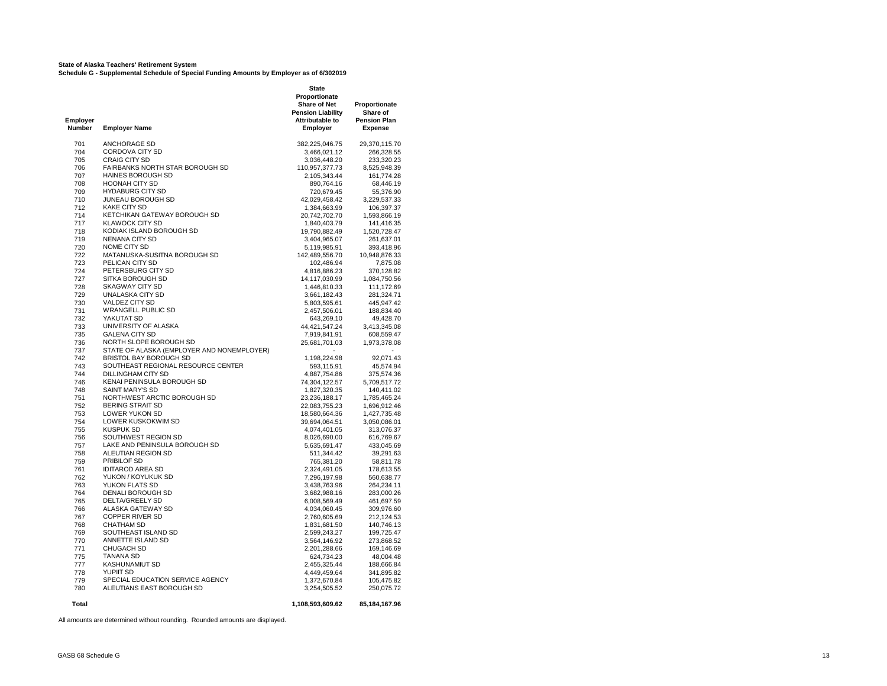**State of Alaska Teachers' Retirement System**
**Schedule G - Supplemental Schedule of Special Funding Amounts by Employer as of 6/302019**

| Employer Number | Employer Name | State Proportionate Share of Net Pension Liability Attributable to Employer | Proportionate Share of Pension Plan Expense |
|---|---|---|---|
| 701 | ANCHORAGE SD | 382,225,046.75 | 29,370,115.70 |
| 704 | CORDOVA CITY SD | 3,466,021.12 | 266,328.55 |
| 705 | CRAIG CITY SD | 3,036,448.20 | 233,320.23 |
| 706 | FAIRBANKS NORTH STAR BOROUGH SD | 110,957,377.73 | 8,525,948.39 |
| 707 | HAINES BOROUGH SD | 2,105,343.44 | 161,774.28 |
| 708 | HOONAH CITY SD | 890,764.16 | 68,446.19 |
| 709 | HYDABURG CITY SD | 720,679.45 | 55,376.90 |
| 710 | JUNEAU BOROUGH SD | 42,029,458.42 | 3,229,537.33 |
| 712 | KAKE CITY SD | 1,384,663.99 | 106,397.37 |
| 714 | KETCHIKAN GATEWAY BOROUGH SD | 20,742,702.70 | 1,593,866.19 |
| 717 | KLAWOCK CITY SD | 1,840,403.79 | 141,416.35 |
| 718 | KODIAK ISLAND BOROUGH SD | 19,790,882.49 | 1,520,728.47 |
| 719 | NENANA CITY SD | 3,404,965.07 | 261,637.01 |
| 720 | NOME CITY SD | 5,119,985.91 | 393,418.96 |
| 722 | MATANUSKA-SUSITNA BOROUGH SD | 142,489,556.70 | 10,948,876.33 |
| 723 | PELICAN CITY SD | 102,486.94 | 7,875.08 |
| 724 | PETERSBURG CITY SD | 4,816,886.23 | 370,128.82 |
| 727 | SITKA BOROUGH SD | 14,117,030.99 | 1,084,750.56 |
| 728 | SKAGWAY CITY SD | 1,446,810.33 | 111,172.69 |
| 729 | UNALASKA CITY SD | 3,661,182.43 | 281,324.71 |
| 730 | VALDEZ CITY SD | 5,803,595.61 | 445,947.42 |
| 731 | WRANGELL PUBLIC SD | 2,457,506.01 | 188,834.40 |
| 732 | YAKUTAT SD | 643,269.10 | 49,428.70 |
| 733 | UNIVERSITY OF ALASKA | 44,421,547.24 | 3,413,345.08 |
| 735 | GALENA CITY SD | 7,919,841.91 | 608,559.47 |
| 736 | NORTH SLOPE BOROUGH SD | 25,681,701.03 | 1,973,378.08 |
| 737 | STATE OF ALASKA (EMPLOYER AND NONEMPLOYER) | - | - |
| 742 | BRISTOL BAY BOROUGH SD | 1,198,224.98 | 92,071.43 |
| 743 | SOUTHEAST REGIONAL RESOURCE CENTER | 593,115.91 | 45,574.94 |
| 744 | DILLINGHAM CITY SD | 4,887,754.86 | 375,574.36 |
| 746 | KENAI PENINSULA BOROUGH SD | 74,304,122.57 | 5,709,517.72 |
| 748 | SAINT MARY'S SD | 1,827,320.35 | 140,411.02 |
| 751 | NORTHWEST ARCTIC BOROUGH SD | 23,236,188.17 | 1,785,465.24 |
| 752 | BERING STRAIT SD | 22,083,755.23 | 1,696,912.46 |
| 753 | LOWER YUKON SD | 18,580,664.36 | 1,427,735.48 |
| 754 | LOWER KUSKOKWIM SD | 39,694,064.51 | 3,050,086.01 |
| 755 | KUSPUK SD | 4,074,401.05 | 313,076.37 |
| 756 | SOUTHWEST REGION SD | 8,026,690.00 | 616,769.67 |
| 757 | LAKE AND PENINSULA BOROUGH SD | 5,635,691.47 | 433,045.69 |
| 758 | ALEUTIAN REGION SD | 511,344.42 | 39,291.63 |
| 759 | PRIBILOF SD | 765,381.20 | 58,811.78 |
| 761 | IDITAROD AREA SD | 2,324,491.05 | 178,613.55 |
| 762 | YUKON / KOYUKUK SD | 7,296,197.98 | 560,638.77 |
| 763 | YUKON FLATS SD | 3,438,763.96 | 264,234.11 |
| 764 | DENALI BOROUGH SD | 3,682,988.16 | 283,000.26 |
| 765 | DELTA/GREELY SD | 6,008,569.49 | 461,697.59 |
| 766 | ALASKA GATEWAY SD | 4,034,060.45 | 309,976.60 |
| 767 | COPPER RIVER SD | 2,760,605.69 | 212,124.53 |
| 768 | CHATHAM SD | 1,831,681.50 | 140,746.13 |
| 769 | SOUTHEAST ISLAND SD | 2,599,243.27 | 199,725.47 |
| 770 | ANNETTE ISLAND SD | 3,564,146.92 | 273,868.52 |
| 771 | CHUGACH SD | 2,201,288.66 | 169,146.69 |
| 775 | TANANA SD | 624,734.23 | 48,004.48 |
| 777 | KASHUNAMIUT SD | 2,455,325.44 | 188,666.84 |
| 778 | YUPIIT SD | 4,449,459.64 | 341,895.82 |
| 779 | SPECIAL EDUCATION SERVICE AGENCY | 1,372,670.84 | 105,475.82 |
| 780 | ALEUTIANS EAST BOROUGH SD | 3,254,505.52 | 250,075.72 |
| **Total** | | **1,108,593,609.62** | **85,184,167.96** |

All amounts are determined without rounding. Rounded amounts are displayed.